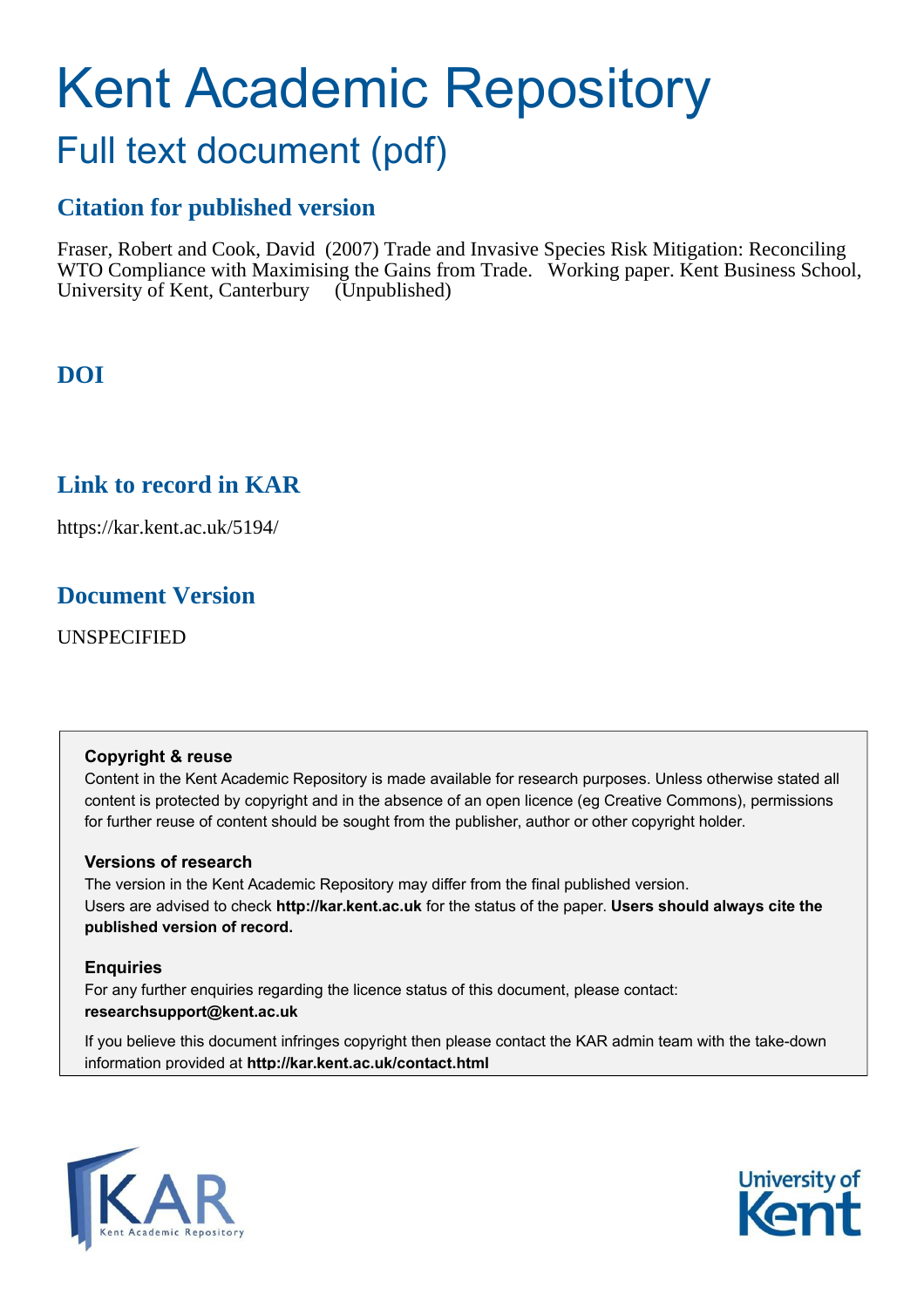# Kent Academic Repository

## Full text document (pdf)

### Citation for published version

Fraser, Robert and Cook, David (2007) Trade and Invasive Species Risk Mitigation: Reconciling WTO Compliance with Maximising the Gains from Trade. Working paper. Kent Business School, University of Kent, Canterbury (Unpublished)

### DOI

### Link to record in KAR

https://kar.kent.ac.uk/5194/

### Document Version

UNSPECIFIED

**Copyright & reuse**

Content in the Kent Academic Repository is made available for research purposes. Unless otherwise stated all content is protected by copyright and in the absence of an open licence (eg Creative Commons), permissions for further reuse of content should be sought from the publisher, author or other copyright holder.

**Versions of research**

The version in the Kent Academic Repository may differ from the final published version.
Users are advised to check **http://kar.kent.ac.uk** for the status of the paper. **Users should always cite the published version of record.**

**Enquiries**

For any further enquiries regarding the licence status of this document, please contact:
**researchsupport@kent.ac.uk**

If you believe this document infringes copyright then please contact the KAR admin team with the take-down information provided at **http://kar.kent.ac.uk/contact.html**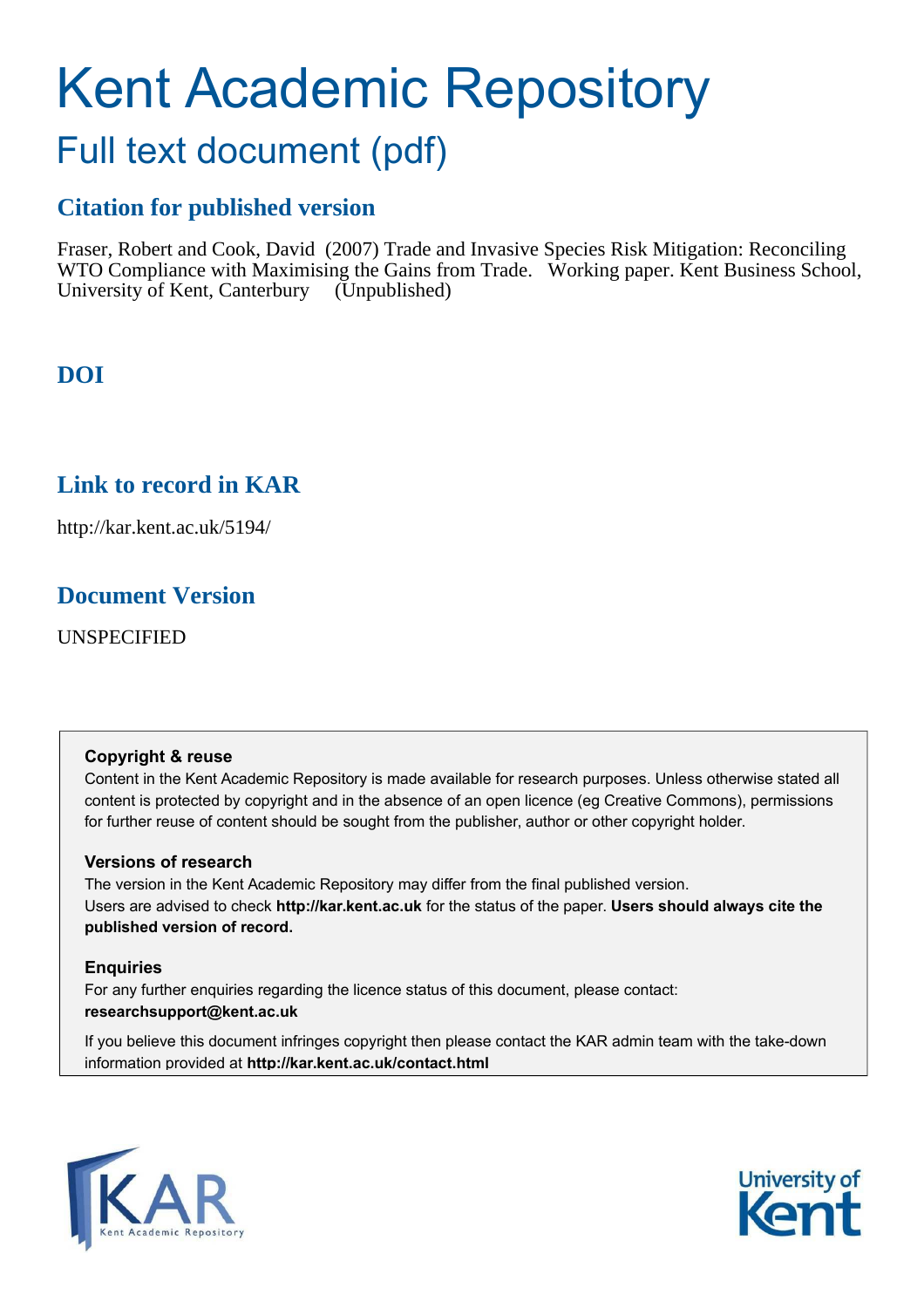# Kent Academic Repository

## Full text document (pdf)

### Citation for published version

Fraser, Robert and Cook, David (2007) Trade and Invasive Species Risk Mitigation: Reconciling WTO Compliance with Maximising the Gains from Trade. Working paper. Kent Business School, University of Kent, Canterbury (Unpublished)

### DOI

### Link to record in KAR

http://kar.kent.ac.uk/5194/

### Document Version

UNSPECIFIED

**Copyright & reuse**

Content in the Kent Academic Repository is made available for research purposes. Unless otherwise stated all content is protected by copyright and in the absence of an open licence (eg Creative Commons), permissions for further reuse of content should be sought from the publisher, author or other copyright holder.

**Versions of research**

The version in the Kent Academic Repository may differ from the final published version. Users are advised to check **http://kar.kent.ac.uk** for the status of the paper. **Users should always cite the published version of record.**

**Enquiries**

For any further enquiries regarding the licence status of this document, please contact: **researchsupport@kent.ac.uk**

If you believe this document infringes copyright then please contact the KAR admin team with the take-down information provided at **http://kar.kent.ac.uk/contact.html**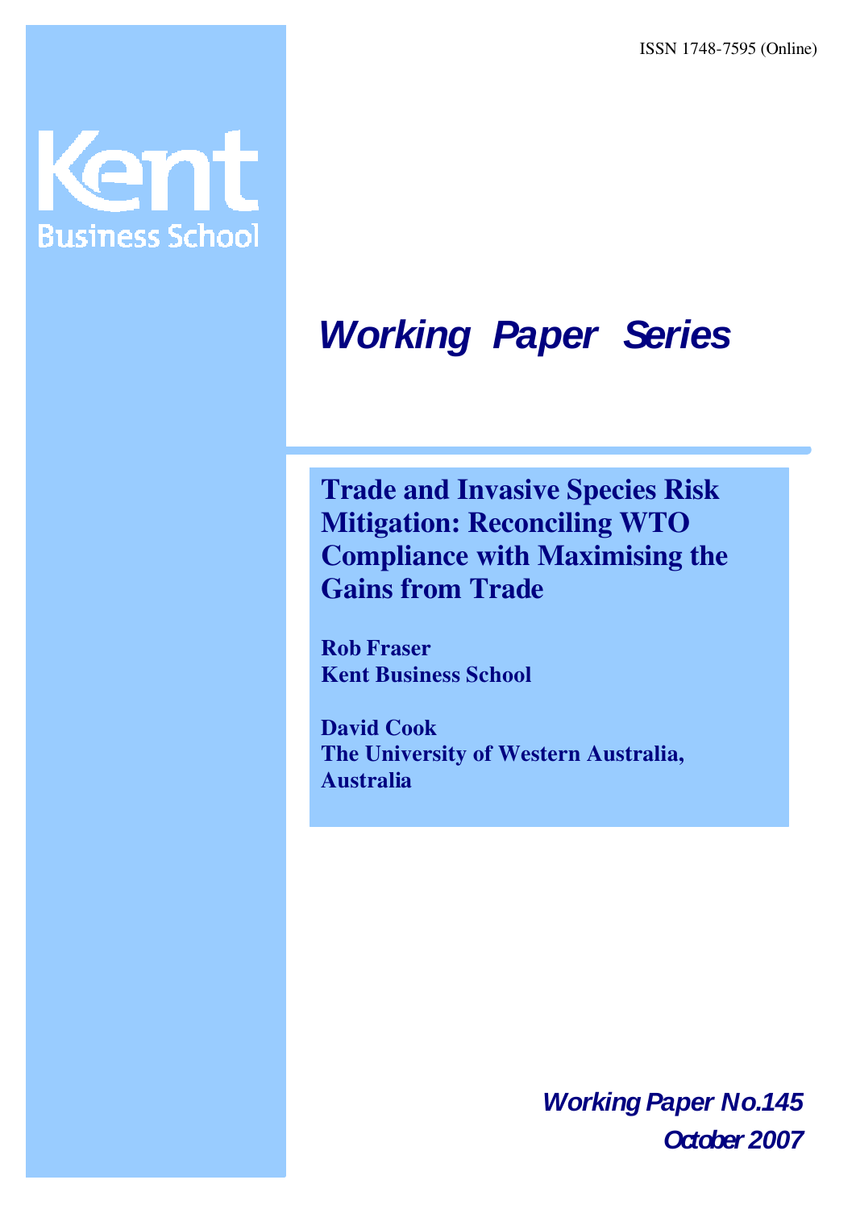ISSN 1748-7595 (Online)

Kent Business School

# Working Paper Series

## Trade and Invasive Species Risk Mitigation: Reconciling WTO Compliance with Maximising the Gains from Trade

**Rob Fraser**
**Kent Business School**

**David Cook**
**The University of Western Australia, Australia**

*Working Paper No.145*
*October 2007*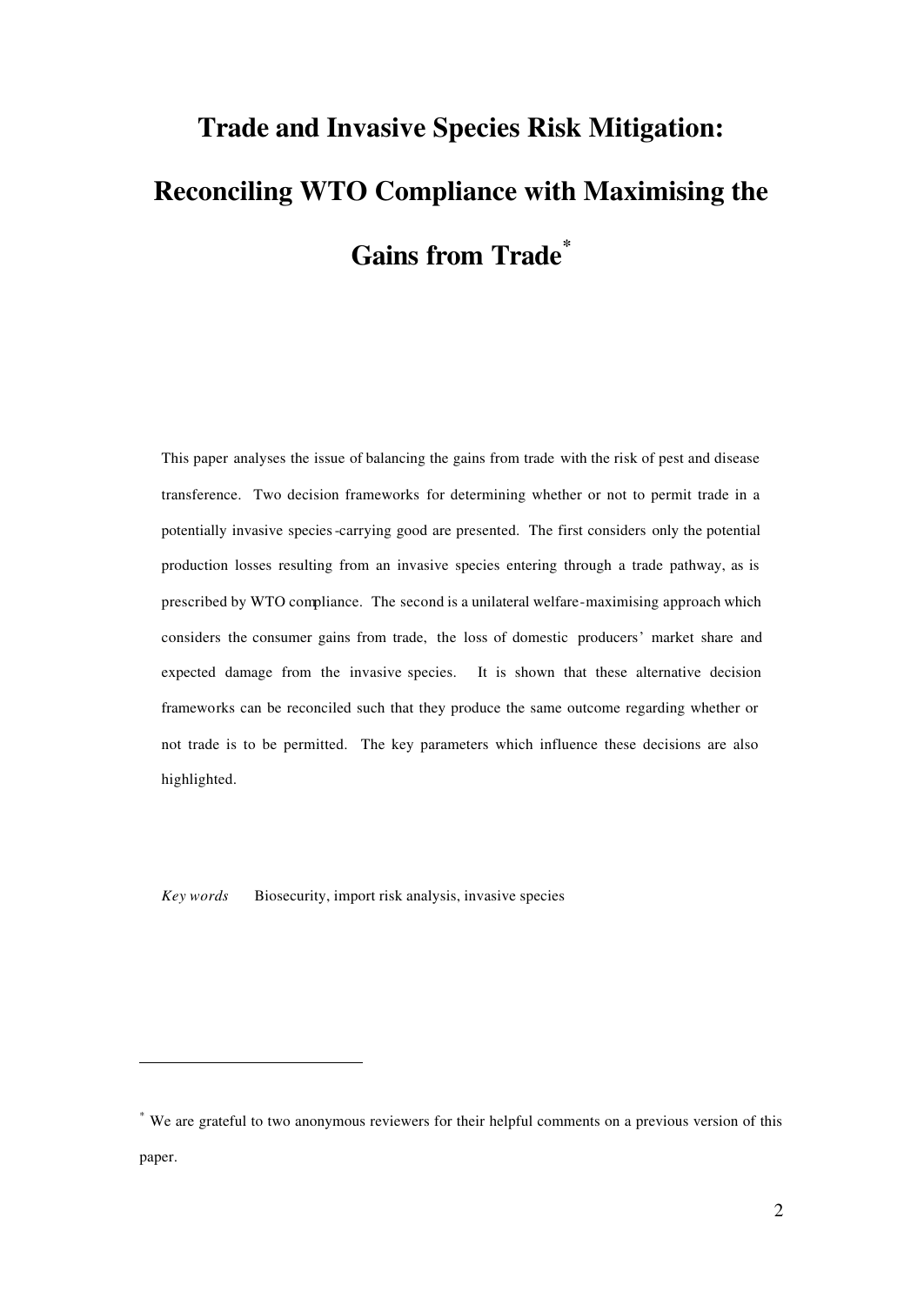# Trade and Invasive Species Risk Mitigation: Reconciling WTO Compliance with Maximising the Gains from Trade*

This paper analyses the issue of balancing the gains from trade with the risk of pest and disease transference. Two decision frameworks for determining whether or not to permit trade in a potentially invasive species-carrying good are presented. The first considers only the potential production losses resulting from an invasive species entering through a trade pathway, as is prescribed by WTO compliance. The second is a unilateral welfare-maximising approach which considers the consumer gains from trade, the loss of domestic producers' market share and expected damage from the invasive species. It is shown that these alternative decision frameworks can be reconciled such that they produce the same outcome regarding whether or not trade is to be permitted. The key parameters which influence these decisions are also highlighted.

*Key words* Biosecurity, import risk analysis, invasive species

---

* We are grateful to two anonymous reviewers for their helpful comments on a previous version of this paper.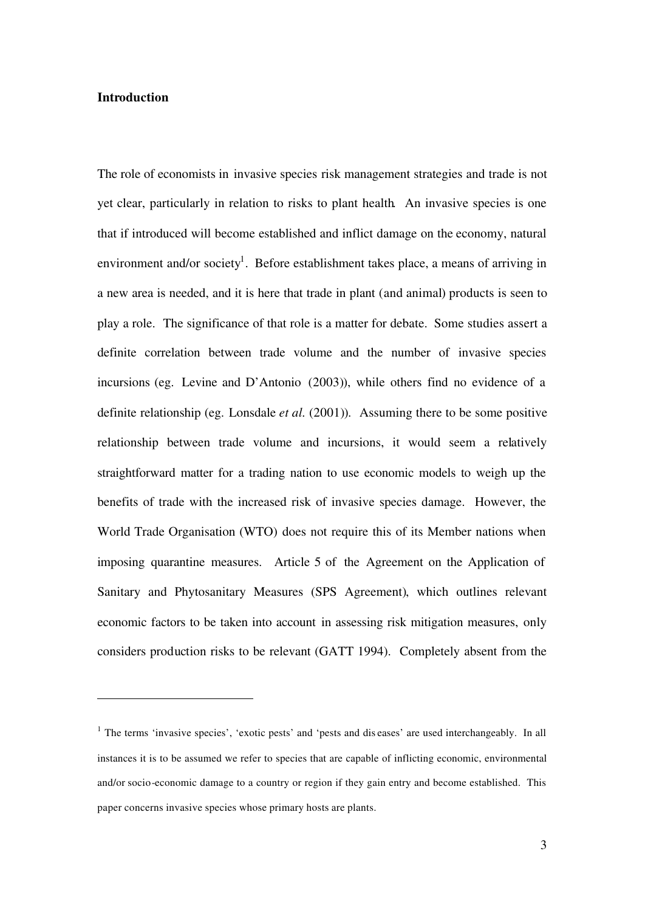## Introduction

The role of economists in invasive species risk management strategies and trade is not yet clear, particularly in relation to risks to plant health. An invasive species is one that if introduced will become established and inflict damage on the economy, natural environment and/or society[1]. Before establishment takes place, a means of arriving in a new area is needed, and it is here that trade in plant (and animal) products is seen to play a role. The significance of that role is a matter for debate. Some studies assert a definite correlation between trade volume and the number of invasive species incursions (eg. Levine and D'Antonio (2003)), while others find no evidence of a definite relationship (eg. Lonsdale *et al.* (2001)). Assuming there to be some positive relationship between trade volume and incursions, it would seem a relatively straightforward matter for a trading nation to use economic models to weigh up the benefits of trade with the increased risk of invasive species damage. However, the World Trade Organisation (WTO) does not require this of its Member nations when imposing quarantine measures. Article 5 of the Agreement on the Application of Sanitary and Phytosanitary Measures (SPS Agreement), which outlines relevant economic factors to be taken into account in assessing risk mitigation measures, only considers production risks to be relevant (GATT 1994). Completely absent from the

---

[1] The terms 'invasive species', 'exotic pests' and 'pests and diseases' are used interchangeably. In all instances it is to be assumed we refer to species that are capable of inflicting economic, environmental and/or socio-economic damage to a country or region if they gain entry and become established. This paper concerns invasive species whose primary hosts are plants.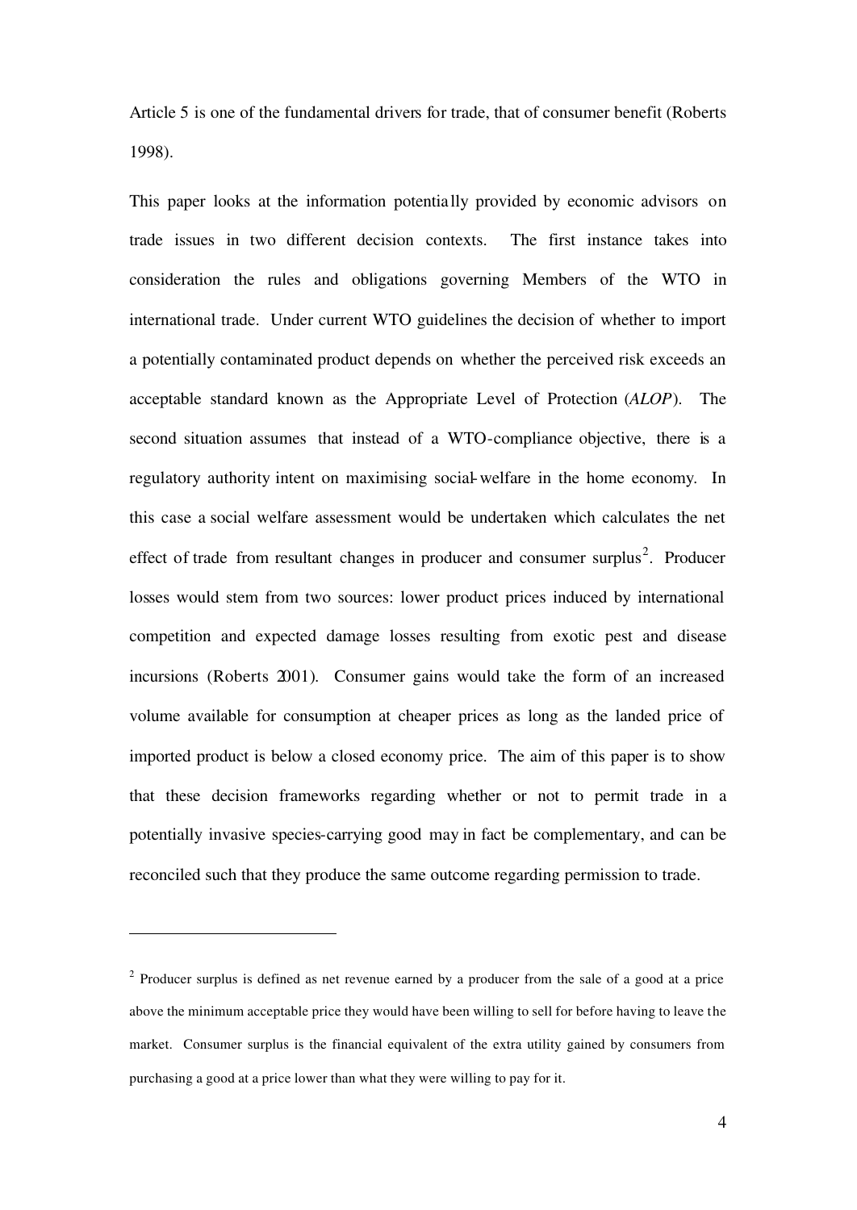Article 5 is one of the fundamental drivers for trade, that of consumer benefit (Roberts 1998).

This paper looks at the information potentially provided by economic advisors on trade issues in two different decision contexts. The first instance takes into consideration the rules and obligations governing Members of the WTO in international trade. Under current WTO guidelines the decision of whether to import a potentially contaminated product depends on whether the perceived risk exceeds an acceptable standard known as the Appropriate Level of Protection (*ALOP*). The second situation assumes that instead of a WTO-compliance objective, there is a regulatory authority intent on maximising social-welfare in the home economy. In this case a social welfare assessment would be undertaken which calculates the net effect of trade from resultant changes in producer and consumer surplus[2]. Producer losses would stem from two sources: lower product prices induced by international competition and expected damage losses resulting from exotic pest and disease incursions (Roberts 2001). Consumer gains would take the form of an increased volume available for consumption at cheaper prices as long as the landed price of imported product is below a closed economy price. The aim of this paper is to show that these decision frameworks regarding whether or not to permit trade in a potentially invasive species-carrying good may in fact be complementary, and can be reconciled such that they produce the same outcome regarding permission to trade.

---

[2] Producer surplus is defined as net revenue earned by a producer from the sale of a good at a price above the minimum acceptable price they would have been willing to sell for before having to leave the market. Consumer surplus is the financial equivalent of the extra utility gained by consumers from purchasing a good at a price lower than what they were willing to pay for it.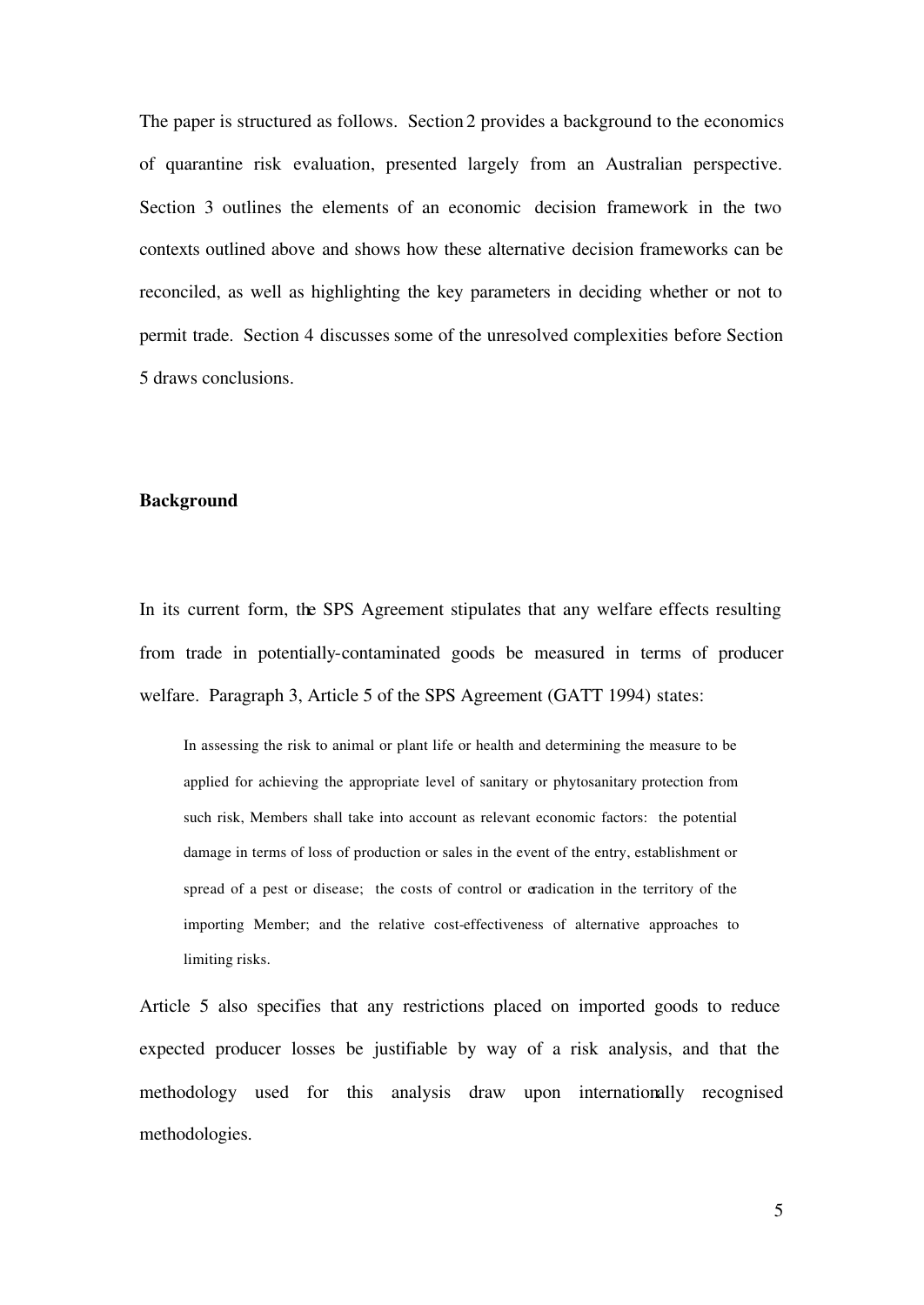The paper is structured as follows. Section 2 provides a background to the economics of quarantine risk evaluation, presented largely from an Australian perspective. Section 3 outlines the elements of an economic decision framework in the two contexts outlined above and shows how these alternative decision frameworks can be reconciled, as well as highlighting the key parameters in deciding whether or not to permit trade. Section 4 discusses some of the unresolved complexities before Section 5 draws conclusions.

## Background

In its current form, the SPS Agreement stipulates that any welfare effects resulting from trade in potentially-contaminated goods be measured in terms of producer welfare. Paragraph 3, Article 5 of the SPS Agreement (GATT 1994) states:

> In assessing the risk to animal or plant life or health and determining the measure to be applied for achieving the appropriate level of sanitary or phytosanitary protection from such risk, Members shall take into account as relevant economic factors: the potential damage in terms of loss of production or sales in the event of the entry, establishment or spread of a pest or disease; the costs of control or eradication in the territory of the importing Member; and the relative cost-effectiveness of alternative approaches to limiting risks.

Article 5 also specifies that any restrictions placed on imported goods to reduce expected producer losses be justifiable by way of a risk analysis, and that the methodology used for this analysis draw upon internationally recognised methodologies.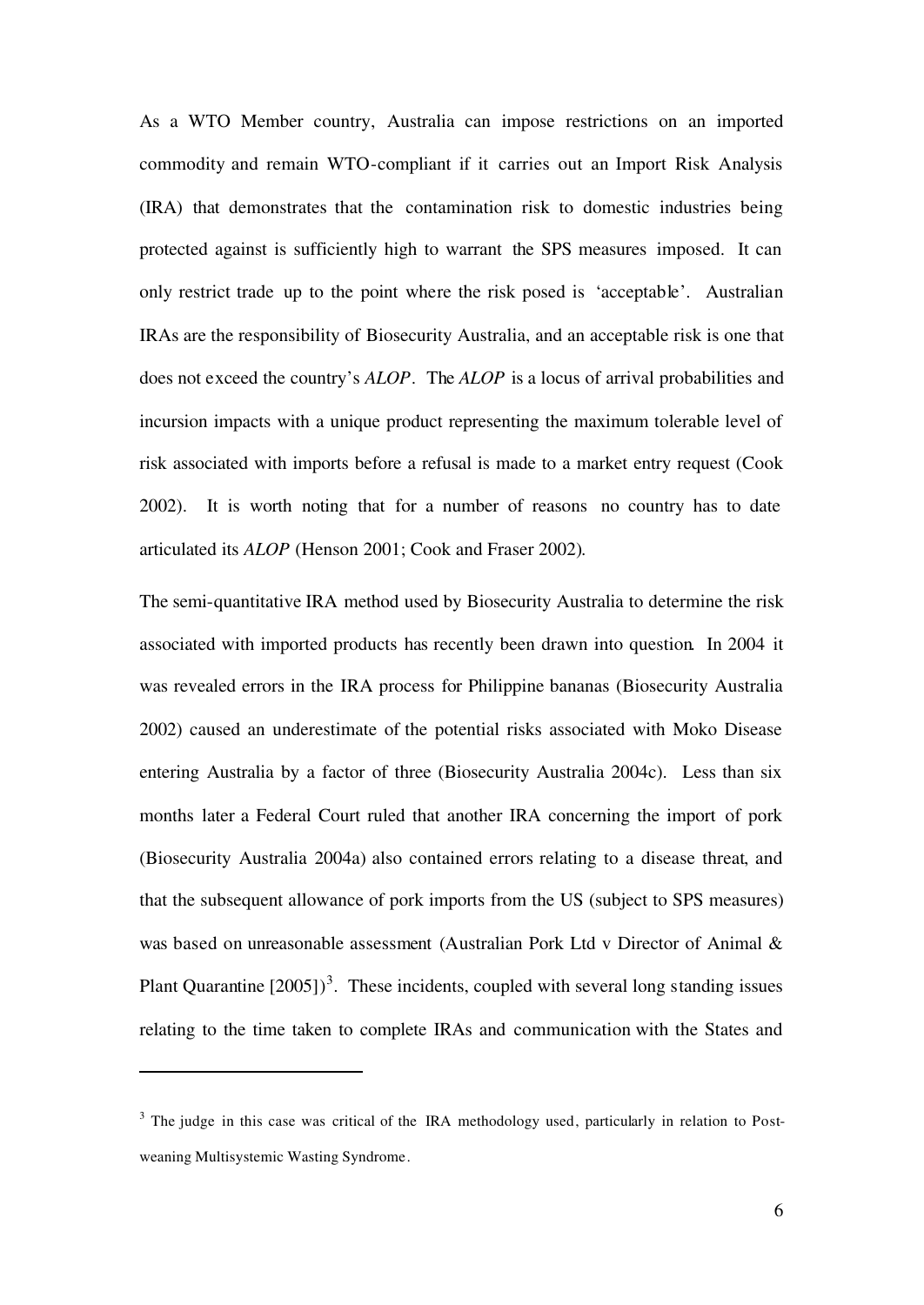As a WTO Member country, Australia can impose restrictions on an imported commodity and remain WTO-compliant if it carries out an Import Risk Analysis (IRA) that demonstrates that the contamination risk to domestic industries being protected against is sufficiently high to warrant the SPS measures imposed. It can only restrict trade up to the point where the risk posed is 'acceptable'. Australian IRAs are the responsibility of Biosecurity Australia, and an acceptable risk is one that does not exceed the country's *ALOP*. The *ALOP* is a locus of arrival probabilities and incursion impacts with a unique product representing the maximum tolerable level of risk associated with imports before a refusal is made to a market entry request (Cook 2002). It is worth noting that for a number of reasons no country has to date articulated its *ALOP* (Henson 2001; Cook and Fraser 2002).

The semi-quantitative IRA method used by Biosecurity Australia to determine the risk associated with imported products has recently been drawn into question. In 2004 it was revealed errors in the IRA process for Philippine bananas (Biosecurity Australia 2002) caused an underestimate of the potential risks associated with Moko Disease entering Australia by a factor of three (Biosecurity Australia 2004c). Less than six months later a Federal Court ruled that another IRA concerning the import of pork (Biosecurity Australia 2004a) also contained errors relating to a disease threat, and that the subsequent allowance of pork imports from the US (subject to SPS measures) was based on unreasonable assessment (Australian Pork Ltd v Director of Animal & Plant Quarantine [2005])[3]. These incidents, coupled with several long standing issues relating to the time taken to complete IRAs and communication with the States and

[3] The judge in this case was critical of the IRA methodology used, particularly in relation to Post-weaning Multisystemic Wasting Syndrome.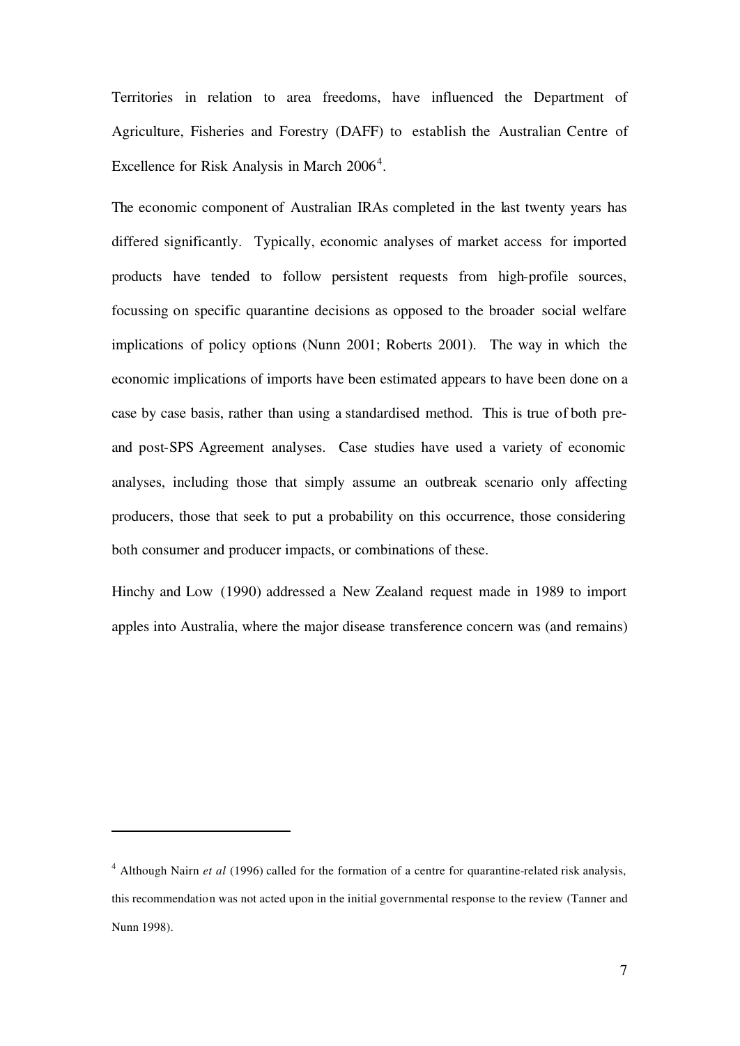Territories in relation to area freedoms, have influenced the Department of Agriculture, Fisheries and Forestry (DAFF) to establish the Australian Centre of Excellence for Risk Analysis in March 2006[4].

The economic component of Australian IRAs completed in the last twenty years has differed significantly. Typically, economic analyses of market access for imported products have tended to follow persistent requests from high-profile sources, focussing on specific quarantine decisions as opposed to the broader social welfare implications of policy options (Nunn 2001; Roberts 2001). The way in which the economic implications of imports have been estimated appears to have been done on a case by case basis, rather than using a standardised method. This is true of both pre- and post-SPS Agreement analyses. Case studies have used a variety of economic analyses, including those that simply assume an outbreak scenario only affecting producers, those that seek to put a probability on this occurrence, those considering both consumer and producer impacts, or combinations of these.

Hinchy and Low (1990) addressed a New Zealand request made in 1989 to import apples into Australia, where the major disease transference concern was (and remains)

---

[4] Although Nairn *et al* (1996) called for the formation of a centre for quarantine-related risk analysis, this recommendation was not acted upon in the initial governmental response to the review (Tanner and Nunn 1998).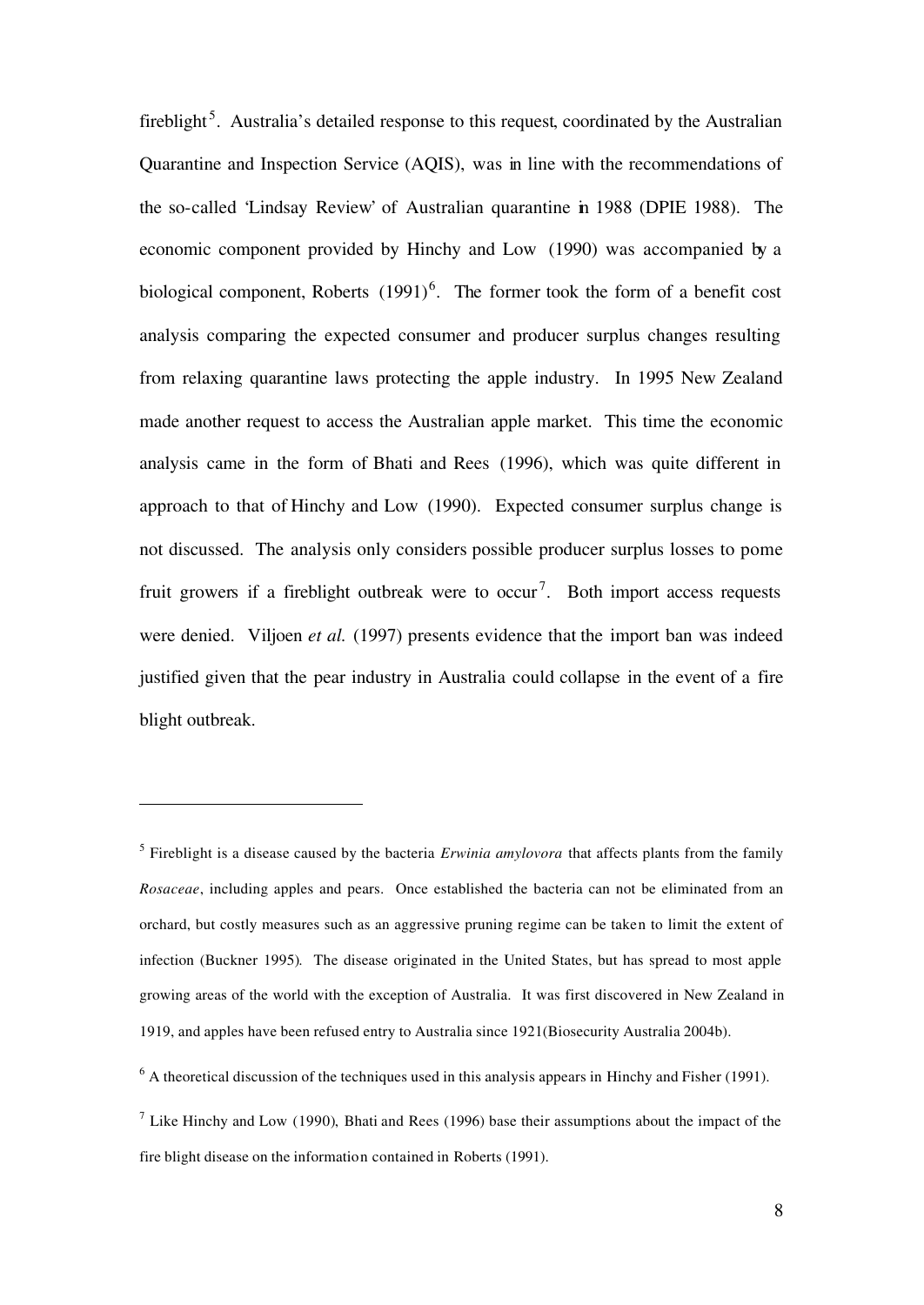fireblight[5]. Australia's detailed response to this request, coordinated by the Australian Quarantine and Inspection Service (AQIS), was in line with the recommendations of the so-called 'Lindsay Review' of Australian quarantine in 1988 (DPIE 1988). The economic component provided by Hinchy and Low (1990) was accompanied by a biological component, Roberts (1991)[6]. The former took the form of a benefit cost analysis comparing the expected consumer and producer surplus changes resulting from relaxing quarantine laws protecting the apple industry. In 1995 New Zealand made another request to access the Australian apple market. This time the economic analysis came in the form of Bhati and Rees (1996), which was quite different in approach to that of Hinchy and Low (1990). Expected consumer surplus change is not discussed. The analysis only considers possible producer surplus losses to pome fruit growers if a fireblight outbreak were to occur[7]. Both import access requests were denied. Viljoen *et al.* (1997) presents evidence that the import ban was indeed justified given that the pear industry in Australia could collapse in the event of a fire blight outbreak.

---

[5] Fireblight is a disease caused by the bacteria *Erwinia amylovora* that affects plants from the family *Rosaceae*, including apples and pears. Once established the bacteria can not be eliminated from an orchard, but costly measures such as an aggressive pruning regime can be taken to limit the extent of infection (Buckner 1995). The disease originated in the United States, but has spread to most apple growing areas of the world with the exception of Australia. It was first discovered in New Zealand in 1919, and apples have been refused entry to Australia since 1921(Biosecurity Australia 2004b).

[6] A theoretical discussion of the techniques used in this analysis appears in Hinchy and Fisher (1991).

[7] Like Hinchy and Low (1990), Bhati and Rees (1996) base their assumptions about the impact of the fire blight disease on the information contained in Roberts (1991).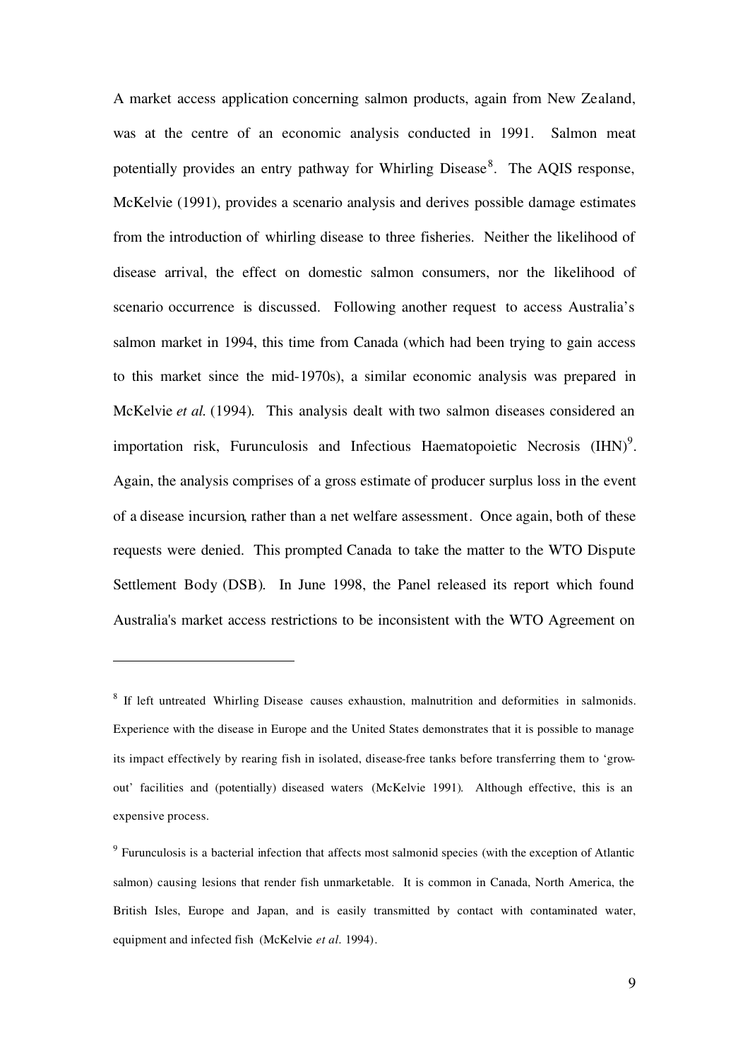A market access application concerning salmon products, again from New Zealand, was at the centre of an economic analysis conducted in 1991. Salmon meat potentially provides an entry pathway for Whirling Disease[8]. The AQIS response, McKelvie (1991), provides a scenario analysis and derives possible damage estimates from the introduction of whirling disease to three fisheries. Neither the likelihood of disease arrival, the effect on domestic salmon consumers, nor the likelihood of scenario occurrence is discussed. Following another request to access Australia's salmon market in 1994, this time from Canada (which had been trying to gain access to this market since the mid-1970s), a similar economic analysis was prepared in McKelvie *et al.* (1994). This analysis dealt with two salmon diseases considered an importation risk, Furunculosis and Infectious Haematopoietic Necrosis (IHN)[9]. Again, the analysis comprises of a gross estimate of producer surplus loss in the event of a disease incursion, rather than a net welfare assessment. Once again, both of these requests were denied. This prompted Canada to take the matter to the WTO Dispute Settlement Body (DSB). In June 1998, the Panel released its report which found Australia's market access restrictions to be inconsistent with the WTO Agreement on

---

[8] If left untreated Whirling Disease causes exhaustion, malnutrition and deformities in salmonids. Experience with the disease in Europe and the United States demonstrates that it is possible to manage its impact effectively by rearing fish in isolated, disease-free tanks before transferring them to 'grow-out' facilities and (potentially) diseased waters (McKelvie 1991). Although effective, this is an expensive process.

[9] Furunculosis is a bacterial infection that affects most salmonid species (with the exception of Atlantic salmon) causing lesions that render fish unmarketable. It is common in Canada, North America, the British Isles, Europe and Japan, and is easily transmitted by contact with contaminated water, equipment and infected fish (McKelvie *et al.* 1994).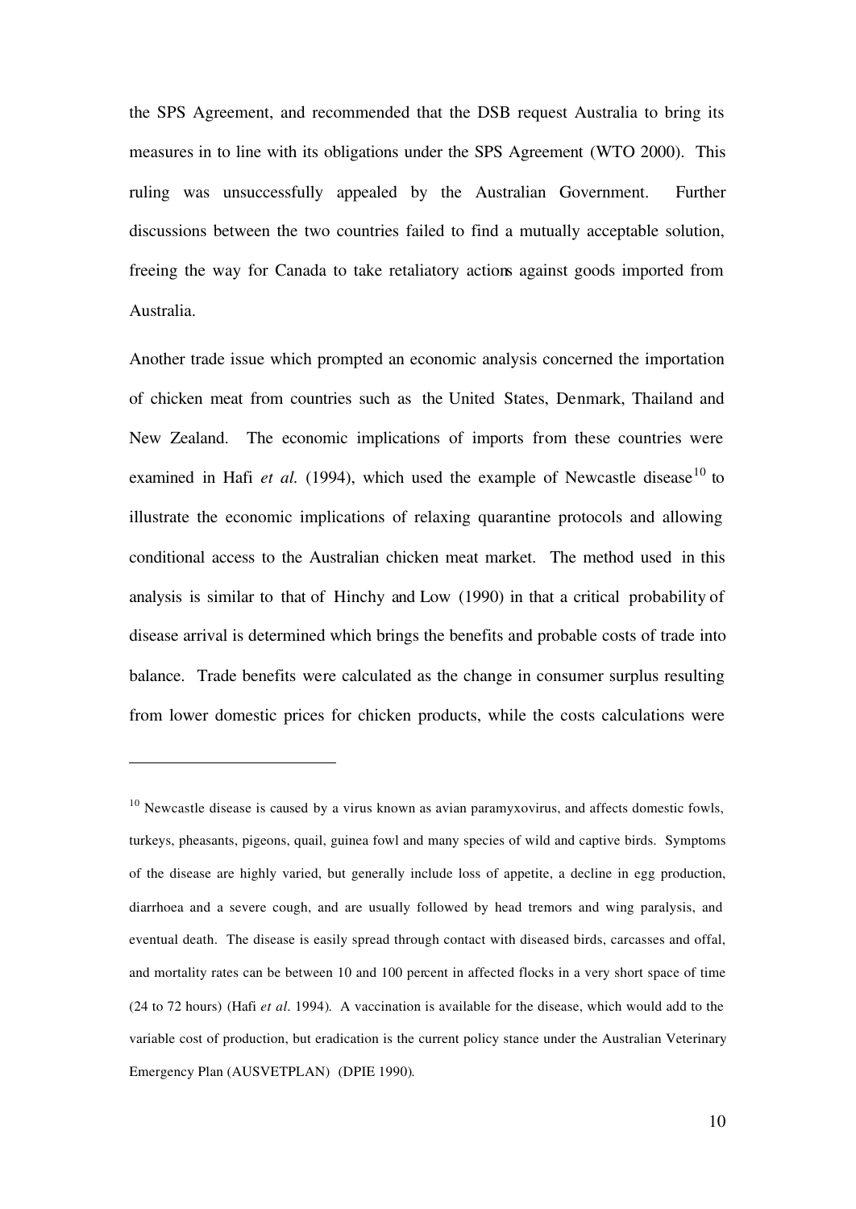the SPS Agreement, and recommended that the DSB request Australia to bring its measures in to line with its obligations under the SPS Agreement (WTO 2000). This ruling was unsuccessfully appealed by the Australian Government. Further discussions between the two countries failed to find a mutually acceptable solution, freeing the way for Canada to take retaliatory actions against goods imported from Australia.

Another trade issue which prompted an economic analysis concerned the importation of chicken meat from countries such as the United States, Denmark, Thailand and New Zealand. The economic implications of imports from these countries were examined in Hafi *et al.* (1994), which used the example of Newcastle disease[10] to illustrate the economic implications of relaxing quarantine protocols and allowing conditional access to the Australian chicken meat market. The method used in this analysis is similar to that of Hinchy and Low (1990) in that a critical probability of disease arrival is determined which brings the benefits and probable costs of trade into balance. Trade benefits were calculated as the change in consumer surplus resulting from lower domestic prices for chicken products, while the costs calculations were

---

[10] Newcastle disease is caused by a virus known as avian paramyxovirus, and affects domestic fowls, turkeys, pheasants, pigeons, quail, guinea fowl and many species of wild and captive birds. Symptoms of the disease are highly varied, but generally include loss of appetite, a decline in egg production, diarrhoea and a severe cough, and are usually followed by head tremors and wing paralysis, and eventual death. The disease is easily spread through contact with diseased birds, carcasses and offal, and mortality rates can be between 10 and 100 percent in affected flocks in a very short space of time (24 to 72 hours) (Hafi *et al*. 1994). A vaccination is available for the disease, which would add to the variable cost of production, but eradication is the current policy stance under the Australian Veterinary Emergency Plan (AUSVETPLAN) (DPIE 1990).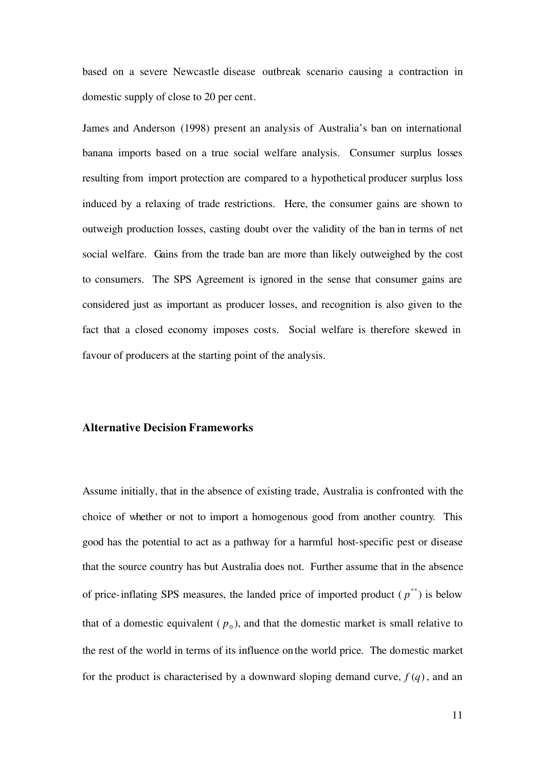based on a severe Newcastle disease outbreak scenario causing a contraction in domestic supply of close to 20 per cent.

James and Anderson (1998) present an analysis of Australia's ban on international banana imports based on a true social welfare analysis. Consumer surplus losses resulting from import protection are compared to a hypothetical producer surplus loss induced by a relaxing of trade restrictions. Here, the consumer gains are shown to outweigh production losses, casting doubt over the validity of the ban in terms of net social welfare. Gains from the trade ban are more than likely outweighed by the cost to consumers. The SPS Agreement is ignored in the sense that consumer gains are considered just as important as producer losses, and recognition is also given to the fact that a closed economy imposes costs. Social welfare is therefore skewed in favour of producers at the starting point of the analysis.

## Alternative Decision Frameworks

Assume initially, that in the absence of existing trade, Australia is confronted with the choice of whether or not to import a homogenous good from another country. This good has the potential to act as a pathway for a harmful host-specific pest or disease that the source country has but Australia does not. Further assume that in the absence of price-inflating SPS measures, the landed price of imported product ($p^{**}$) is below that of a domestic equivalent ($p_0$), and that the domestic market is small relative to the rest of the world in terms of its influence on the world price. The domestic market for the product is characterised by a downward sloping demand curve, $f(q)$, and an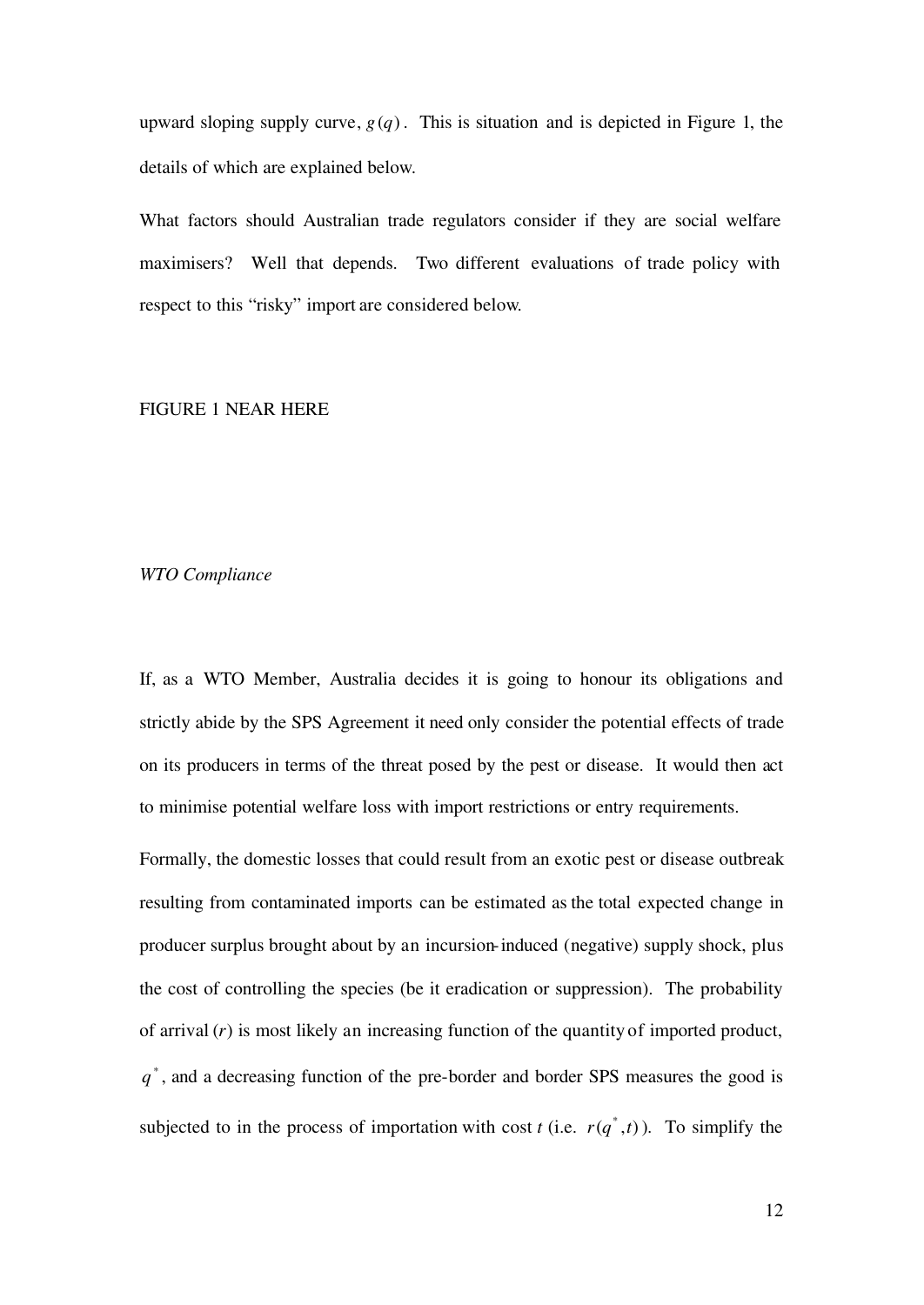upward sloping supply curve, $g(q)$. This is situation and is depicted in Figure 1, the details of which are explained below.

What factors should Australian trade regulators consider if they are social welfare maximisers? Well that depends. Two different evaluations of trade policy with respect to this "risky" import are considered below.

FIGURE 1 NEAR HERE

*WTO Compliance*

If, as a WTO Member, Australia decides it is going to honour its obligations and strictly abide by the SPS Agreement it need only consider the potential effects of trade on its producers in terms of the threat posed by the pest or disease. It would then act to minimise potential welfare loss with import restrictions or entry requirements.

Formally, the domestic losses that could result from an exotic pest or disease outbreak resulting from contaminated imports can be estimated as the total expected change in producer surplus brought about by an incursion-induced (negative) supply shock, plus the cost of controlling the species (be it eradication or suppression). The probability of arrival ($r$) is most likely an increasing function of the quantity of imported product, $q^*$, and a decreasing function of the pre-border and border SPS measures the good is subjected to in the process of importation with cost $t$ (i.e. $r(q^*, t)$). To simplify the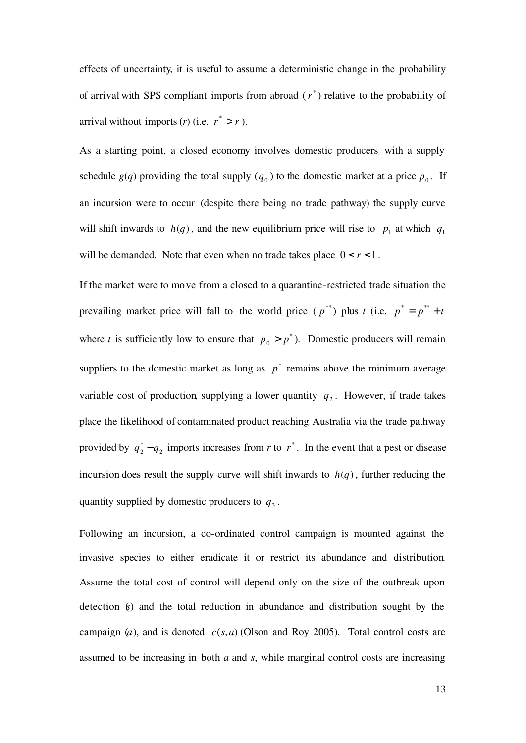effects of uncertainty, it is useful to assume a deterministic change in the probability of arrival with SPS compliant imports from abroad ($r^*$) relative to the probability of arrival without imports ($r$) (i.e. $r^* > r$).

As a starting point, a closed economy involves domestic producers with a supply schedule $g(q)$ providing the total supply ($q_0$) to the domestic market at a price $p_0$. If an incursion were to occur (despite there being no trade pathway) the supply curve will shift inwards to $h(q)$, and the new equilibrium price will rise to $p_1$ at which $q_1$ will be demanded. Note that even when no trade takes place $0 < r < 1$.

If the market were to move from a closed to a quarantine-restricted trade situation the prevailing market price will fall to the world price ($p^{**}$) plus $t$ (i.e. $p^* = p^{**} + t$ where $t$ is sufficiently low to ensure that $p_0 > p^*$). Domestic producers will remain suppliers to the domestic market as long as $p^*$ remains above the minimum average variable cost of production, supplying a lower quantity $q_2$. However, if trade takes place the likelihood of contaminated product reaching Australia via the trade pathway provided by $q_2^* - q_2$ imports increases from $r$ to $r^*$. In the event that a pest or disease incursion does result the supply curve will shift inwards to $h(q)$, further reducing the quantity supplied by domestic producers to $q_3$.

Following an incursion, a co-ordinated control campaign is mounted against the invasive species to either eradicate it or restrict its abundance and distribution. Assume the total cost of control will depend only on the size of the outbreak upon detection ($s$) and the total reduction in abundance and distribution sought by the campaign ($a$), and is denoted $c(s,a)$ (Olson and Roy 2005). Total control costs are assumed to be increasing in both $a$ and $s$, while marginal control costs are increasing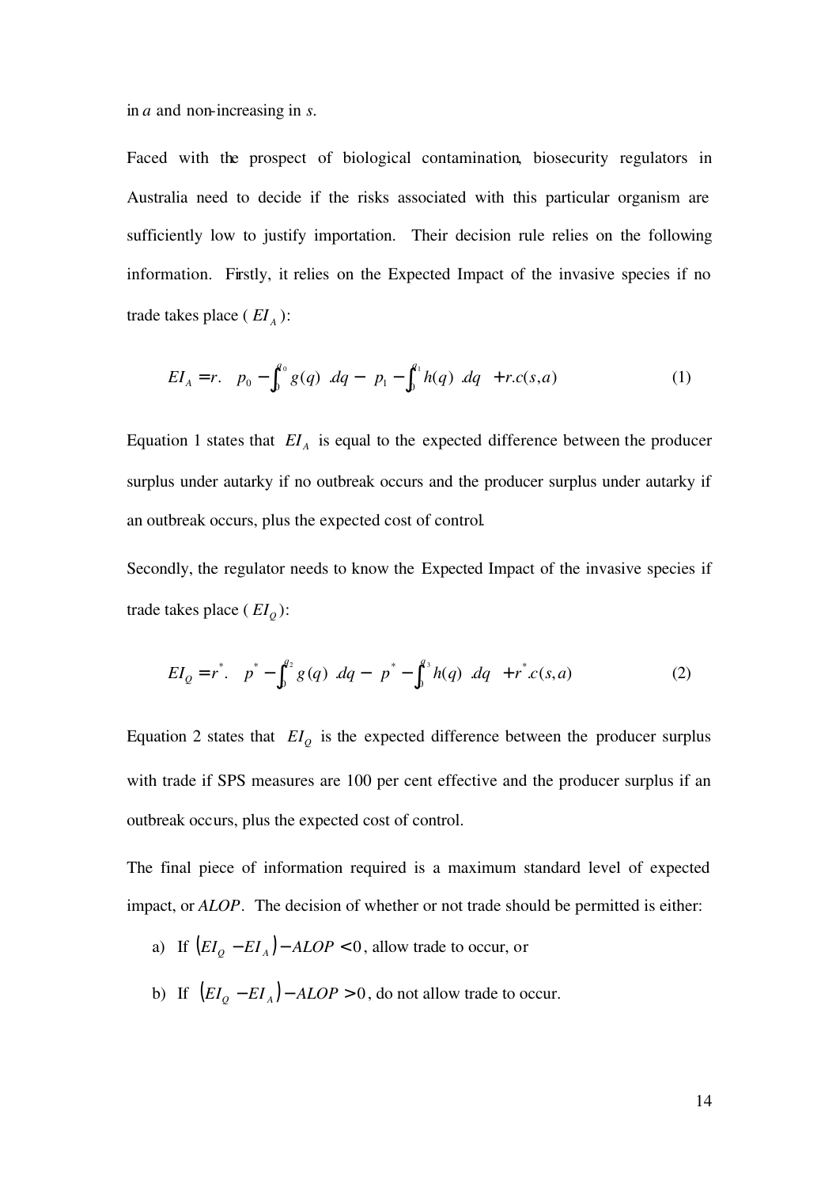in $a$ and non-increasing in $s$.

Faced with the prospect of biological contamination, biosecurity regulators in Australia need to decide if the risks associated with this particular organism are sufficiently low to justify importation. Their decision rule relies on the following information. Firstly, it relies on the Expected Impact of the invasive species if no trade takes place ( $EI_A$ ):

$$EI_A = r.\left[\left(p_0 - \int_0^{q_0} g(q)\right).dq - \left(p_1 - \int_0^{q_1} h(q)\right).dq\right] + r.c(s,a) \qquad (1)$$

Equation 1 states that $EI_A$ is equal to the expected difference between the producer surplus under autarky if no outbreak occurs and the producer surplus under autarky if an outbreak occurs, plus the expected cost of control.

Secondly, the regulator needs to know the Expected Impact of the invasive species if trade takes place ( $EI_Q$ ):

$$EI_Q = r^*.\left[\left(p^* - \int_0^{q_2} g(q)\right).dq - \left(p^* - \int_0^{q_3} h(q)\right).dq\right] + r^*.c(s,a) \qquad (2)$$

Equation 2 states that $EI_Q$ is the expected difference between the producer surplus with trade if SPS measures are 100 per cent effective and the producer surplus if an outbreak occurs, plus the expected cost of control.

The final piece of information required is a maximum standard level of expected impact, or *ALOP*. The decision of whether or not trade should be permitted is either:

a) If $(EI_Q - EI_A) - ALOP < 0$, allow trade to occur, or

b) If $(EI_Q - EI_A) - ALOP > 0$, do not allow trade to occur.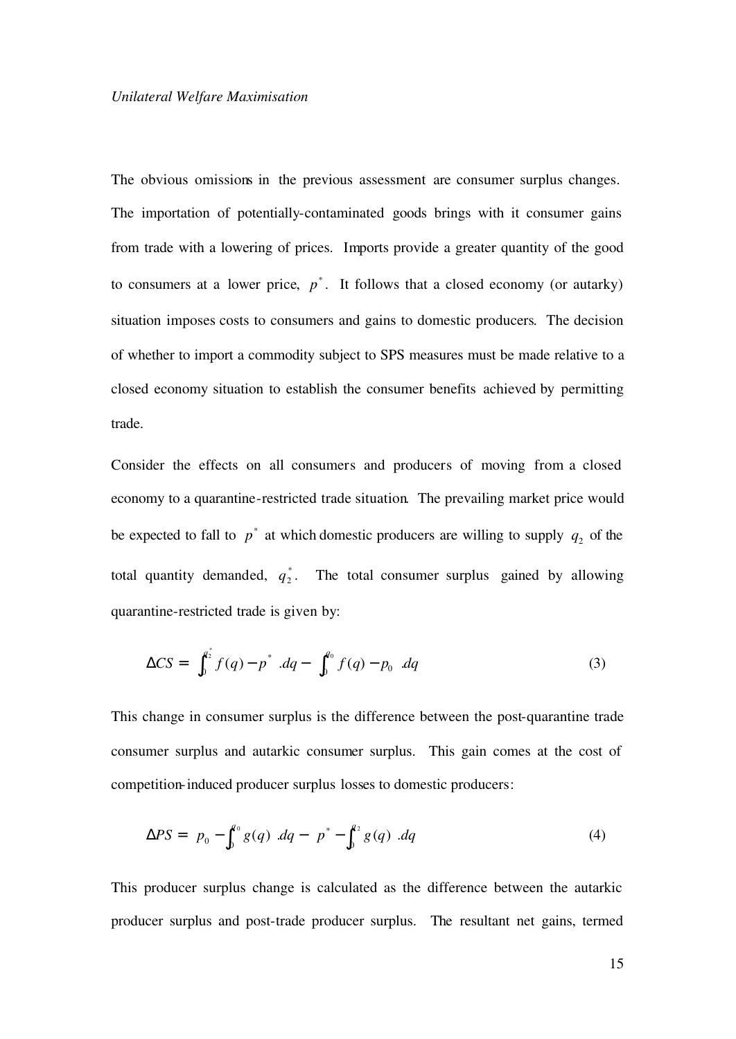*Unilateral Welfare Maximisation*

The obvious omissions in the previous assessment are consumer surplus changes. The importation of potentially-contaminated goods brings with it consumer gains from trade with a lowering of prices. Imports provide a greater quantity of the good to consumers at a lower price, $p^*$. It follows that a closed economy (or autarky) situation imposes costs to consumers and gains to domestic producers. The decision of whether to import a commodity subject to SPS measures must be made relative to a closed economy situation to establish the consumer benefits achieved by permitting trade.

Consider the effects on all consumers and producers of moving from a closed economy to a quarantine-restricted trade situation. The prevailing market price would be expected to fall to $p^*$ at which domestic producers are willing to supply $q_2$ of the total quantity demanded, $q_2^*$. The total consumer surplus gained by allowing quarantine-restricted trade is given by:

$$\Delta CS = \int_0^{q_2^*} \left[ f(q) - p^* \right] .dq - \int_0^{q_0} \left[ f(q) - p_0 \right] .dq \tag{3}$$

This change in consumer surplus is the difference between the post-quarantine trade consumer surplus and autarkic consumer surplus. This gain comes at the cost of competition-induced producer surplus losses to domestic producers:

$$\Delta PS = \left[ p_0 - \int_0^{q_0} g(q) \ .dq \right] - \left[ p^* - \int_0^{q_2} g(q) \ .dq \right] \tag{4}$$

This producer surplus change is calculated as the difference between the autarkic producer surplus and post-trade producer surplus. The resultant net gains, termed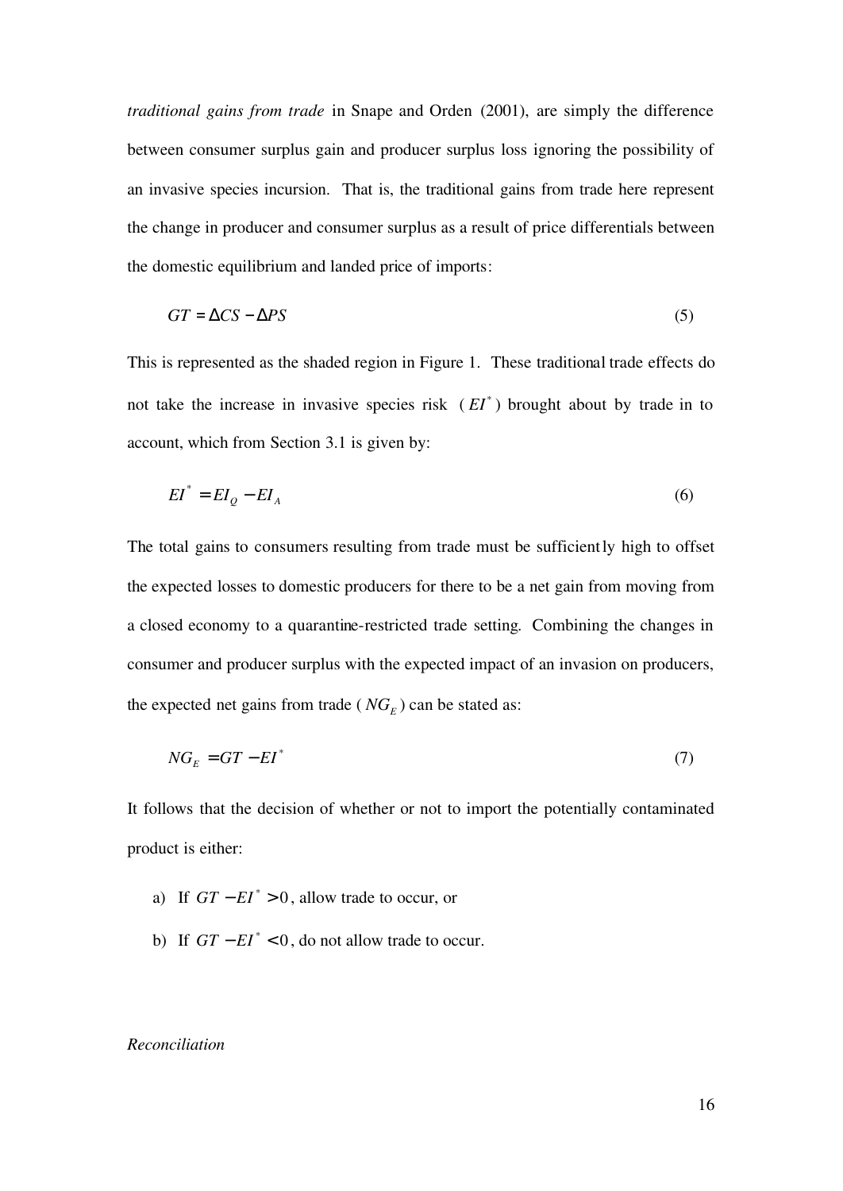*traditional gains from trade* in Snape and Orden (2001), are simply the difference between consumer surplus gain and producer surplus loss ignoring the possibility of an invasive species incursion. That is, the traditional gains from trade here represent the change in producer and consumer surplus as a result of price differentials between the domestic equilibrium and landed price of imports:

$$GT = \Delta CS - \Delta PS \tag{5}$$

This is represented as the shaded region in Figure 1. These traditional trade effects do not take the increase in invasive species risk ($EI^*$) brought about by trade in to account, which from Section 3.1 is given by:

$$EI^* = EI_Q - EI_A \tag{6}$$

The total gains to consumers resulting from trade must be sufficiently high to offset the expected losses to domestic producers for there to be a net gain from moving from a closed economy to a quarantine-restricted trade setting. Combining the changes in consumer and producer surplus with the expected impact of an invasion on producers, the expected net gains from trade ($NG_E$) can be stated as:

$$NG_E = GT - EI^* \tag{7}$$

It follows that the decision of whether or not to import the potentially contaminated product is either:

a) If $GT - EI^* > 0$, allow trade to occur, or

b) If $GT - EI^* < 0$, do not allow trade to occur.

*Reconciliation*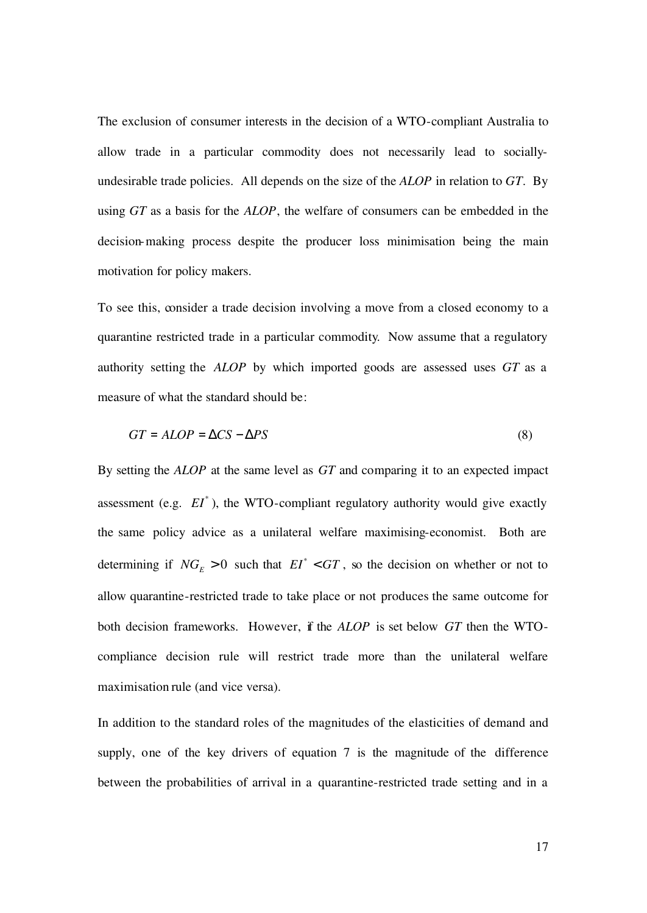The exclusion of consumer interests in the decision of a WTO-compliant Australia to allow trade in a particular commodity does not necessarily lead to socially-undesirable trade policies. All depends on the size of the *ALOP* in relation to *GT*. By using *GT* as a basis for the *ALOP*, the welfare of consumers can be embedded in the decision-making process despite the producer loss minimisation being the main motivation for policy makers.

To see this, consider a trade decision involving a move from a closed economy to a quarantine restricted trade in a particular commodity. Now assume that a regulatory authority setting the *ALOP* by which imported goods are assessed uses *GT* as a measure of what the standard should be:

$$GT = ALOP = \Delta CS - \Delta PS \tag{8}$$

By setting the *ALOP* at the same level as *GT* and comparing it to an expected impact assessment (e.g. $EI^*$), the WTO-compliant regulatory authority would give exactly the same policy advice as a unilateral welfare maximising-economist. Both are determining if $NG_E > 0$ such that $EI^* < GT$, so the decision on whether or not to allow quarantine-restricted trade to take place or not produces the same outcome for both decision frameworks. However, if the *ALOP* is set below *GT* then the WTO-compliance decision rule will restrict trade more than the unilateral welfare maximisation rule (and vice versa).

In addition to the standard roles of the magnitudes of the elasticities of demand and supply, one of the key drivers of equation 7 is the magnitude of the difference between the probabilities of arrival in a quarantine-restricted trade setting and in a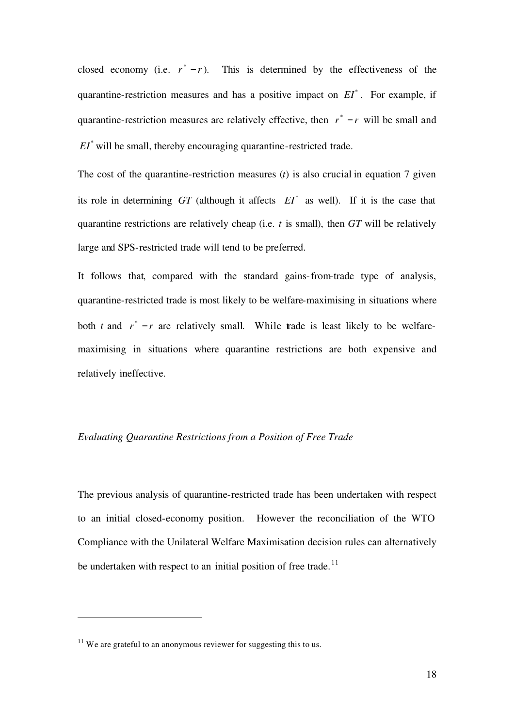closed economy (i.e. $r^* - r$). This is determined by the effectiveness of the quarantine-restriction measures and has a positive impact on $EI^*$. For example, if quarantine-restriction measures are relatively effective, then $r^* - r$ will be small and $EI^*$ will be small, thereby encouraging quarantine-restricted trade.

The cost of the quarantine-restriction measures ($t$) is also crucial in equation 7 given its role in determining $GT$ (although it affects $EI^*$ as well). If it is the case that quarantine restrictions are relatively cheap (i.e. $t$ is small), then $GT$ will be relatively large and SPS-restricted trade will tend to be preferred.

It follows that, compared with the standard gains-from-trade type of analysis, quarantine-restricted trade is most likely to be welfare-maximising in situations where both $t$ and $r^* - r$ are relatively small. While trade is least likely to be welfare-maximising in situations where quarantine restrictions are both expensive and relatively ineffective.

*Evaluating Quarantine Restrictions from a Position of Free Trade*

The previous analysis of quarantine-restricted trade has been undertaken with respect to an initial closed-economy position. However the reconciliation of the WTO Compliance with the Unilateral Welfare Maximisation decision rules can alternatively be undertaken with respect to an initial position of free trade.[11]

---

[11] We are grateful to an anonymous reviewer for suggesting this to us.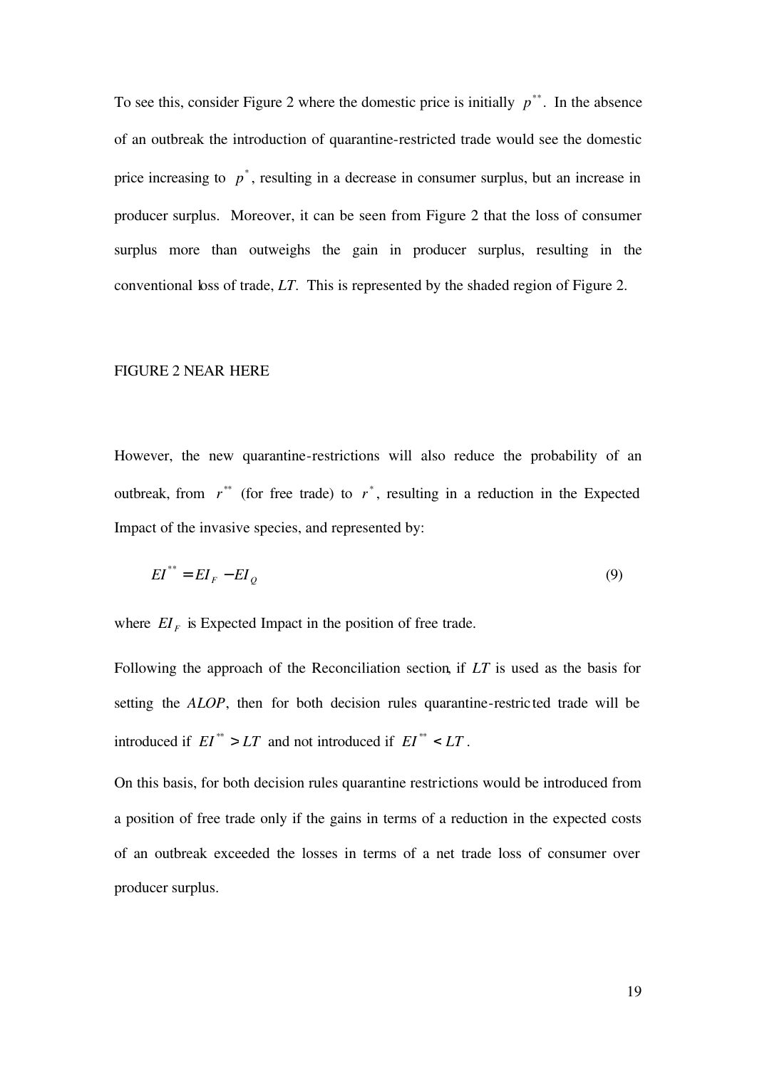To see this, consider Figure 2 where the domestic price is initially $p^{**}$. In the absence of an outbreak the introduction of quarantine-restricted trade would see the domestic price increasing to $p^{*}$, resulting in a decrease in consumer surplus, but an increase in producer surplus. Moreover, it can be seen from Figure 2 that the loss of consumer surplus more than outweighs the gain in producer surplus, resulting in the conventional loss of trade, *LT*. This is represented by the shaded region of Figure 2.

FIGURE 2 NEAR HERE

However, the new quarantine-restrictions will also reduce the probability of an outbreak, from $r^{**}$ (for free trade) to $r^{*}$, resulting in a reduction in the Expected Impact of the invasive species, and represented by:

$$EI^{**} = EI_F - EI_Q \tag{9}$$

where $EI_F$ is Expected Impact in the position of free trade.

Following the approach of the Reconciliation section, if *LT* is used as the basis for setting the *ALOP*, then for both decision rules quarantine-restricted trade will be introduced if $EI^{**} > LT$ and not introduced if $EI^{**} < LT$.

On this basis, for both decision rules quarantine restrictions would be introduced from a position of free trade only if the gains in terms of a reduction in the expected costs of an outbreak exceeded the losses in terms of a net trade loss of consumer over producer surplus.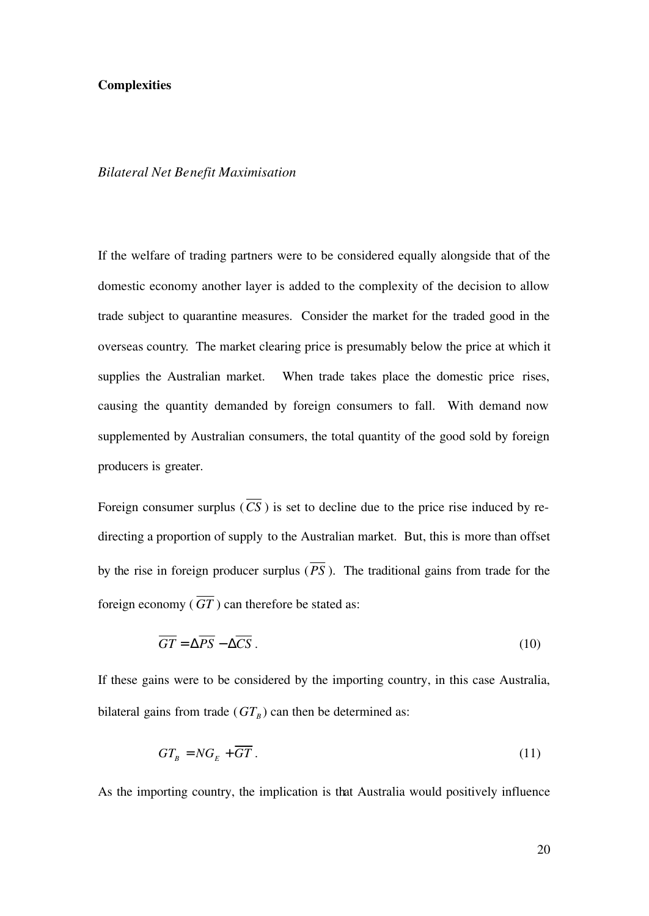**Complexities**

*Bilateral Net Benefit Maximisation*

If the welfare of trading partners were to be considered equally alongside that of the domestic economy another layer is added to the complexity of the decision to allow trade subject to quarantine measures. Consider the market for the traded good in the overseas country. The market clearing price is presumably below the price at which it supplies the Australian market. When trade takes place the domestic price rises, causing the quantity demanded by foreign consumers to fall. With demand now supplemented by Australian consumers, the total quantity of the good sold by foreign producers is greater.

Foreign consumer surplus ($\overline{CS}$) is set to decline due to the price rise induced by re-directing a proportion of supply to the Australian market. But, this is more than offset by the rise in foreign producer surplus ($\overline{PS}$). The traditional gains from trade for the foreign economy ($\overline{GT}$) can therefore be stated as:

$$\overline{GT} = \Delta\overline{PS} - \Delta\overline{CS}\,. \tag{10}$$

If these gains were to be considered by the importing country, in this case Australia, bilateral gains from trade ($GT_B$) can then be determined as:

$$GT_B = NG_E + \overline{GT}\,. \tag{11}$$

As the importing country, the implication is that Australia would positively influence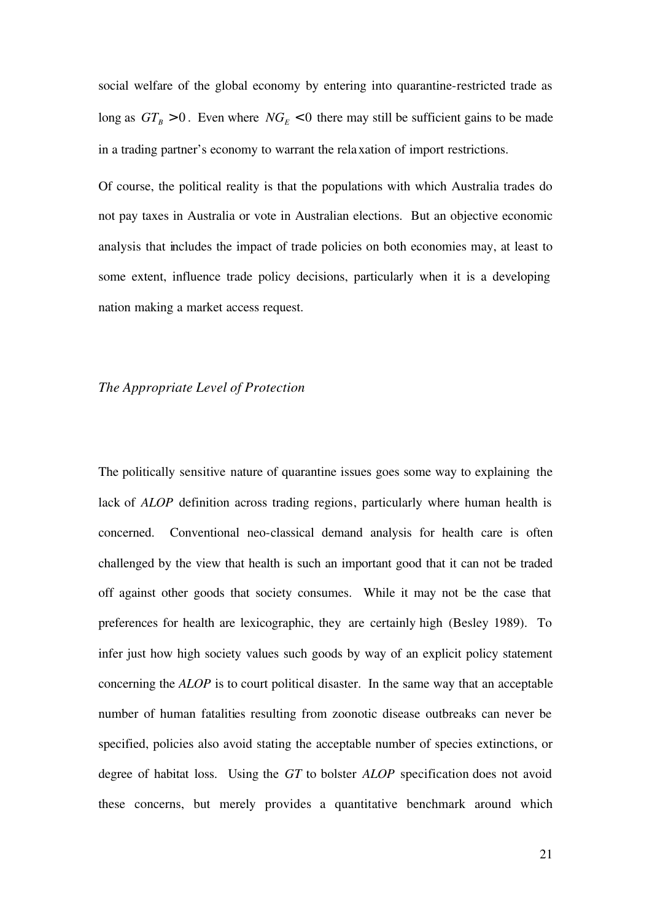social welfare of the global economy by entering into quarantine-restricted trade as long as $GT_B > 0$. Even where $NG_E < 0$ there may still be sufficient gains to be made in a trading partner's economy to warrant the relaxation of import restrictions.

Of course, the political reality is that the populations with which Australia trades do not pay taxes in Australia or vote in Australian elections. But an objective economic analysis that includes the impact of trade policies on both economies may, at least to some extent, influence trade policy decisions, particularly when it is a developing nation making a market access request.

### *The Appropriate Level of Protection*

The politically sensitive nature of quarantine issues goes some way to explaining the lack of *ALOP* definition across trading regions, particularly where human health is concerned. Conventional neo-classical demand analysis for health care is often challenged by the view that health is such an important good that it can not be traded off against other goods that society consumes. While it may not be the case that preferences for health are lexicographic, they are certainly high (Besley 1989). To infer just how high society values such goods by way of an explicit policy statement concerning the *ALOP* is to court political disaster. In the same way that an acceptable number of human fatalities resulting from zoonotic disease outbreaks can never be specified, policies also avoid stating the acceptable number of species extinctions, or degree of habitat loss. Using the *GT* to bolster *ALOP* specification does not avoid these concerns, but merely provides a quantitative benchmark around which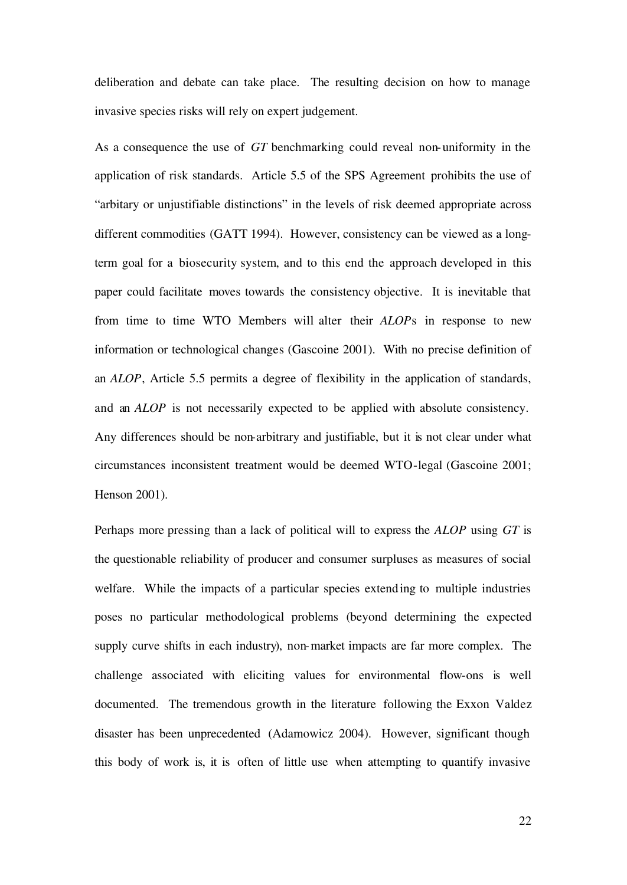deliberation and debate can take place. The resulting decision on how to manage invasive species risks will rely on expert judgement.

As a consequence the use of *GT* benchmarking could reveal non-uniformity in the application of risk standards. Article 5.5 of the SPS Agreement prohibits the use of "arbitary or unjustifiable distinctions" in the levels of risk deemed appropriate across different commodities (GATT 1994). However, consistency can be viewed as a long-term goal for a biosecurity system, and to this end the approach developed in this paper could facilitate moves towards the consistency objective. It is inevitable that from time to time WTO Members will alter their *ALOP*s in response to new information or technological changes (Gascoine 2001). With no precise definition of an *ALOP*, Article 5.5 permits a degree of flexibility in the application of standards, and an *ALOP* is not necessarily expected to be applied with absolute consistency. Any differences should be non-arbitrary and justifiable, but it is not clear under what circumstances inconsistent treatment would be deemed WTO-legal (Gascoine 2001; Henson 2001).

Perhaps more pressing than a lack of political will to express the *ALOP* using *GT* is the questionable reliability of producer and consumer surpluses as measures of social welfare. While the impacts of a particular species extending to multiple industries poses no particular methodological problems (beyond determining the expected supply curve shifts in each industry), non-market impacts are far more complex. The challenge associated with eliciting values for environmental flow-ons is well documented. The tremendous growth in the literature following the Exxon Valdez disaster has been unprecedented (Adamowicz 2004). However, significant though this body of work is, it is often of little use when attempting to quantify invasive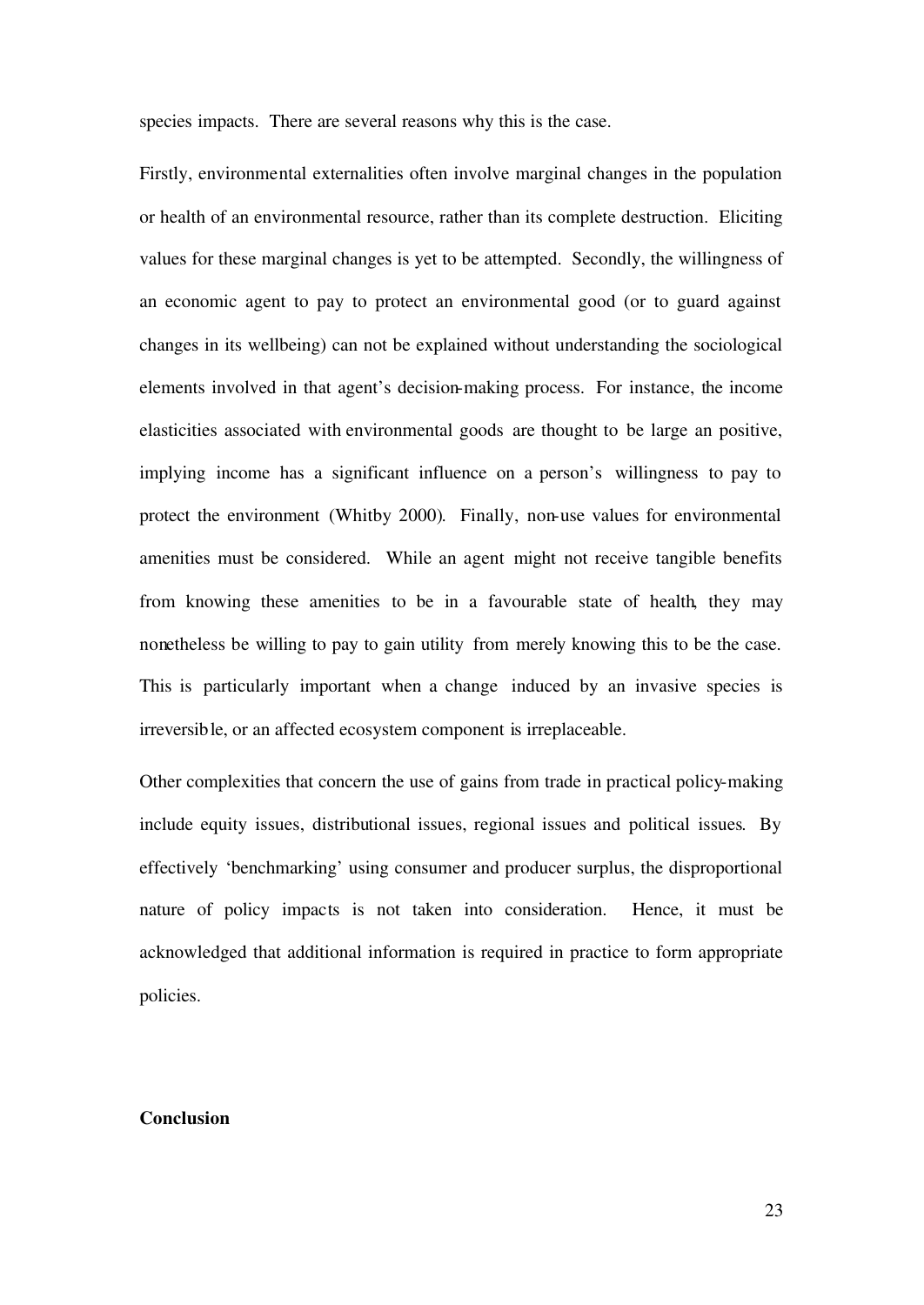species impacts. There are several reasons why this is the case.

Firstly, environmental externalities often involve marginal changes in the population or health of an environmental resource, rather than its complete destruction. Eliciting values for these marginal changes is yet to be attempted. Secondly, the willingness of an economic agent to pay to protect an environmental good (or to guard against changes in its wellbeing) can not be explained without understanding the sociological elements involved in that agent's decision-making process. For instance, the income elasticities associated with environmental goods are thought to be large an positive, implying income has a significant influence on a person's willingness to pay to protect the environment (Whitby 2000). Finally, non-use values for environmental amenities must be considered. While an agent might not receive tangible benefits from knowing these amenities to be in a favourable state of health, they may nonetheless be willing to pay to gain utility from merely knowing this to be the case. This is particularly important when a change induced by an invasive species is irreversible, or an affected ecosystem component is irreplaceable.

Other complexities that concern the use of gains from trade in practical policy-making include equity issues, distributional issues, regional issues and political issues. By effectively 'benchmarking' using consumer and producer surplus, the disproportional nature of policy impacts is not taken into consideration. Hence, it must be acknowledged that additional information is required in practice to form appropriate policies.

**Conclusion**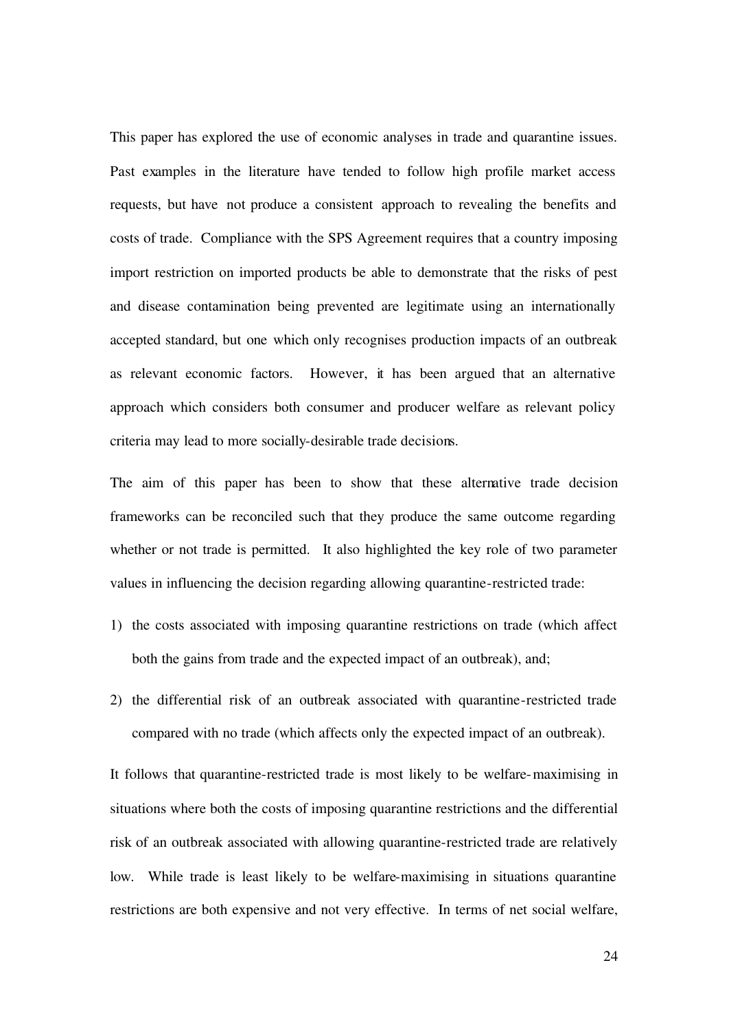This paper has explored the use of economic analyses in trade and quarantine issues. Past examples in the literature have tended to follow high profile market access requests, but have not produce a consistent approach to revealing the benefits and costs of trade. Compliance with the SPS Agreement requires that a country imposing import restriction on imported products be able to demonstrate that the risks of pest and disease contamination being prevented are legitimate using an internationally accepted standard, but one which only recognises production impacts of an outbreak as relevant economic factors. However, it has been argued that an alternative approach which considers both consumer and producer welfare as relevant policy criteria may lead to more socially-desirable trade decisions.

The aim of this paper has been to show that these alternative trade decision frameworks can be reconciled such that they produce the same outcome regarding whether or not trade is permitted. It also highlighted the key role of two parameter values in influencing the decision regarding allowing quarantine-restricted trade:

1) the costs associated with imposing quarantine restrictions on trade (which affect both the gains from trade and the expected impact of an outbreak), and;
2) the differential risk of an outbreak associated with quarantine-restricted trade compared with no trade (which affects only the expected impact of an outbreak).

It follows that quarantine-restricted trade is most likely to be welfare-maximising in situations where both the costs of imposing quarantine restrictions and the differential risk of an outbreak associated with allowing quarantine-restricted trade are relatively low. While trade is least likely to be welfare-maximising in situations quarantine restrictions are both expensive and not very effective. In terms of net social welfare,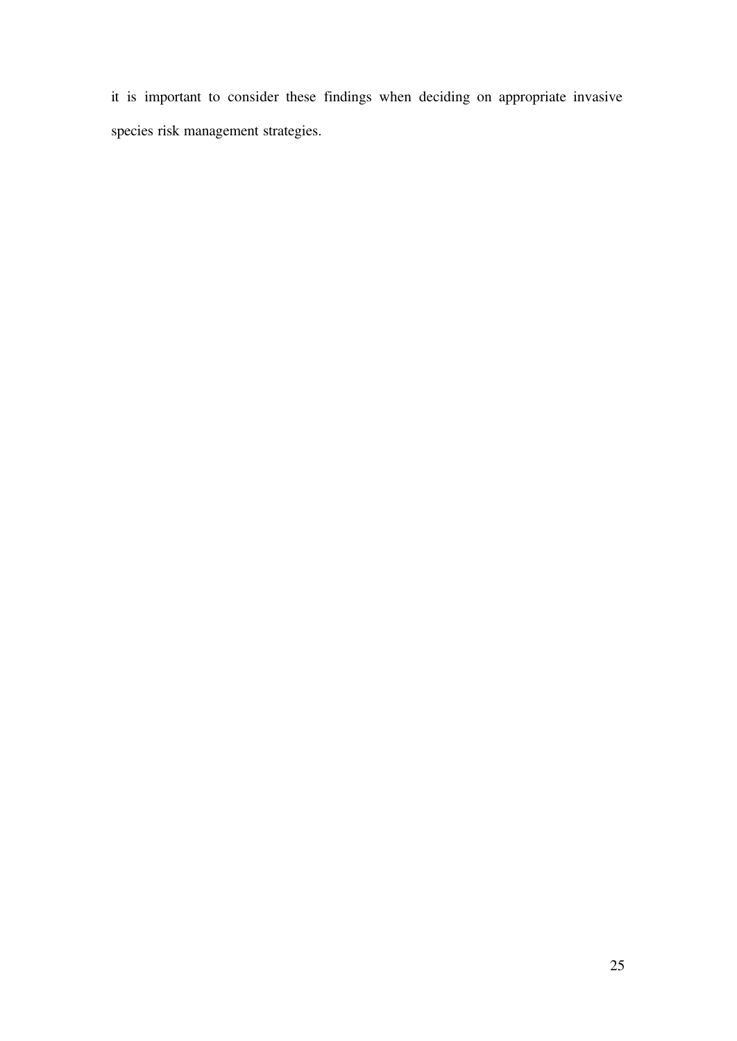it is important to consider these findings when deciding on appropriate invasive species risk management strategies.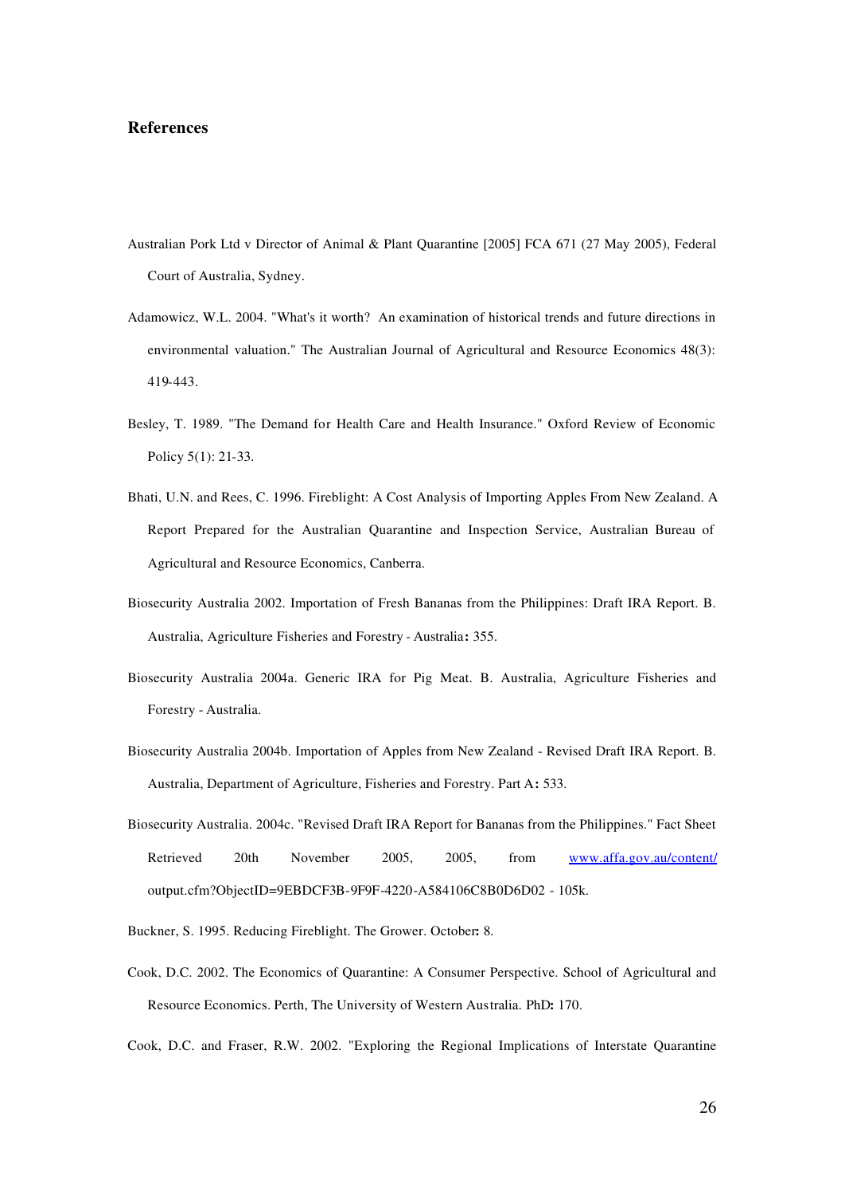## References

Australian Pork Ltd v Director of Animal & Plant Quarantine [2005] FCA 671 (27 May 2005), Federal Court of Australia, Sydney.

Adamowicz, W.L. 2004. "What's it worth? An examination of historical trends and future directions in environmental valuation." The Australian Journal of Agricultural and Resource Economics 48(3): 419-443.

Besley, T. 1989. "The Demand for Health Care and Health Insurance." Oxford Review of Economic Policy 5(1): 21-33.

Bhati, U.N. and Rees, C. 1996. Fireblight: A Cost Analysis of Importing Apples From New Zealand. A Report Prepared for the Australian Quarantine and Inspection Service, Australian Bureau of Agricultural and Resource Economics, Canberra.

Biosecurity Australia 2002. Importation of Fresh Bananas from the Philippines: Draft IRA Report. B. Australia, Agriculture Fisheries and Forestry - Australia: 355.

Biosecurity Australia 2004a. Generic IRA for Pig Meat. B. Australia, Agriculture Fisheries and Forestry - Australia.

Biosecurity Australia 2004b. Importation of Apples from New Zealand - Revised Draft IRA Report. B. Australia, Department of Agriculture, Fisheries and Forestry. Part A: 533.

Biosecurity Australia. 2004c. "Revised Draft IRA Report for Bananas from the Philippines." Fact Sheet Retrieved 20th November 2005, 2005, from www.affa.gov.au/content/output.cfm?ObjectID=9EBDCF3B-9F9F-4220-A584106C8B0D6D02 - 105k.

Buckner, S. 1995. Reducing Fireblight. The Grower. October: 8.

Cook, D.C. 2002. The Economics of Quarantine: A Consumer Perspective. School of Agricultural and Resource Economics. Perth, The University of Western Australia. PhD: 170.

Cook, D.C. and Fraser, R.W. 2002. "Exploring the Regional Implications of Interstate Quarantine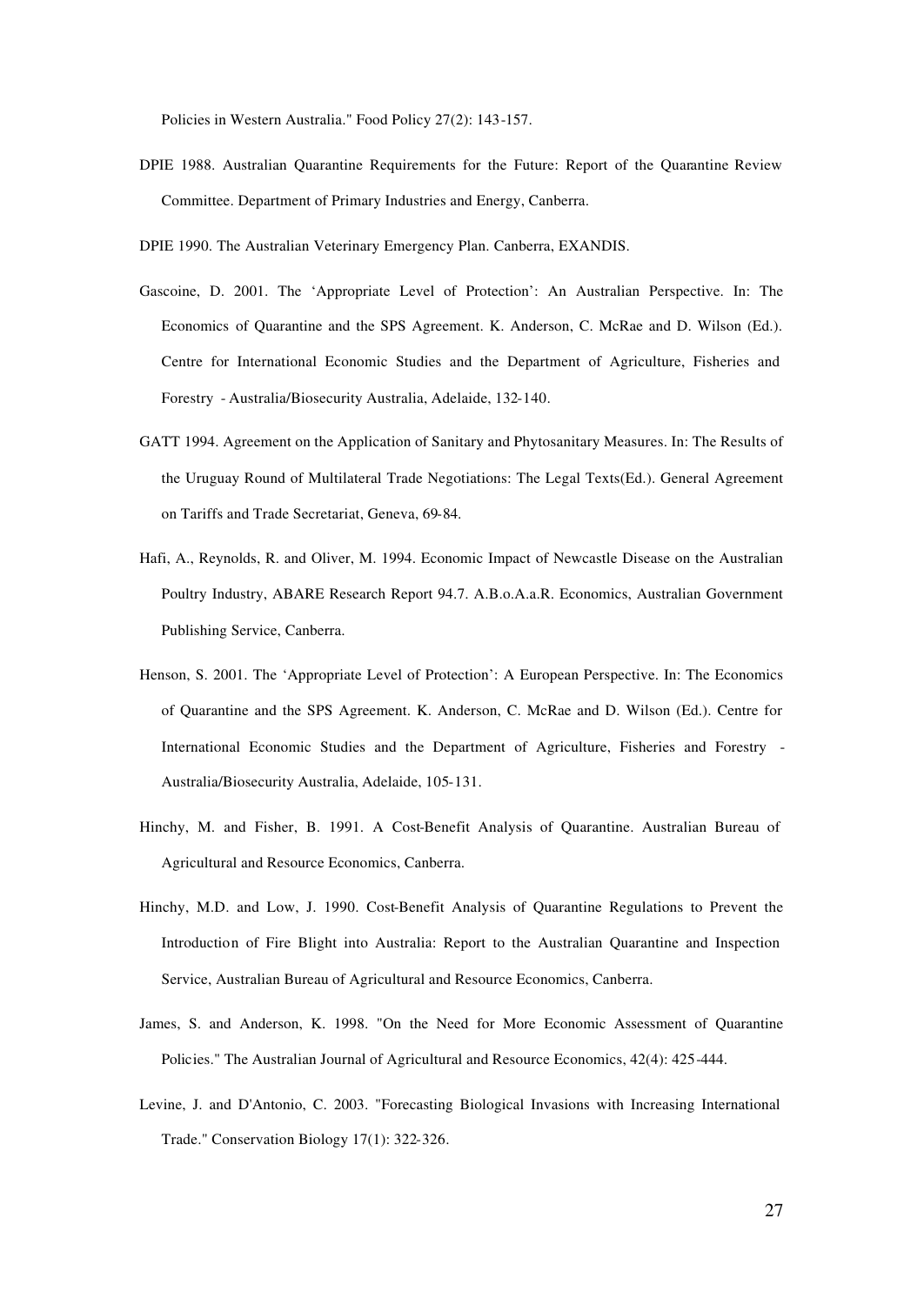Policies in Western Australia." Food Policy 27(2): 143-157.

DPIE 1988. Australian Quarantine Requirements for the Future: Report of the Quarantine Review Committee. Department of Primary Industries and Energy, Canberra.

DPIE 1990. The Australian Veterinary Emergency Plan. Canberra, EXANDIS.

Gascoine, D. 2001. The 'Appropriate Level of Protection': An Australian Perspective. In: The Economics of Quarantine and the SPS Agreement. K. Anderson, C. McRae and D. Wilson (Ed.). Centre for International Economic Studies and the Department of Agriculture, Fisheries and Forestry - Australia/Biosecurity Australia, Adelaide, 132-140.

GATT 1994. Agreement on the Application of Sanitary and Phytosanitary Measures. In: The Results of the Uruguay Round of Multilateral Trade Negotiations: The Legal Texts(Ed.). General Agreement on Tariffs and Trade Secretariat, Geneva, 69-84.

Hafi, A., Reynolds, R. and Oliver, M. 1994. Economic Impact of Newcastle Disease on the Australian Poultry Industry, ABARE Research Report 94.7. A.B.o.A.a.R. Economics, Australian Government Publishing Service, Canberra.

Henson, S. 2001. The 'Appropriate Level of Protection': A European Perspective. In: The Economics of Quarantine and the SPS Agreement. K. Anderson, C. McRae and D. Wilson (Ed.). Centre for International Economic Studies and the Department of Agriculture, Fisheries and Forestry - Australia/Biosecurity Australia, Adelaide, 105-131.

Hinchy, M. and Fisher, B. 1991. A Cost-Benefit Analysis of Quarantine. Australian Bureau of Agricultural and Resource Economics, Canberra.

Hinchy, M.D. and Low, J. 1990. Cost-Benefit Analysis of Quarantine Regulations to Prevent the Introduction of Fire Blight into Australia: Report to the Australian Quarantine and Inspection Service, Australian Bureau of Agricultural and Resource Economics, Canberra.

James, S. and Anderson, K. 1998. "On the Need for More Economic Assessment of Quarantine Policies." The Australian Journal of Agricultural and Resource Economics, 42(4): 425-444.

Levine, J. and D'Antonio, C. 2003. "Forecasting Biological Invasions with Increasing International Trade." Conservation Biology 17(1): 322-326.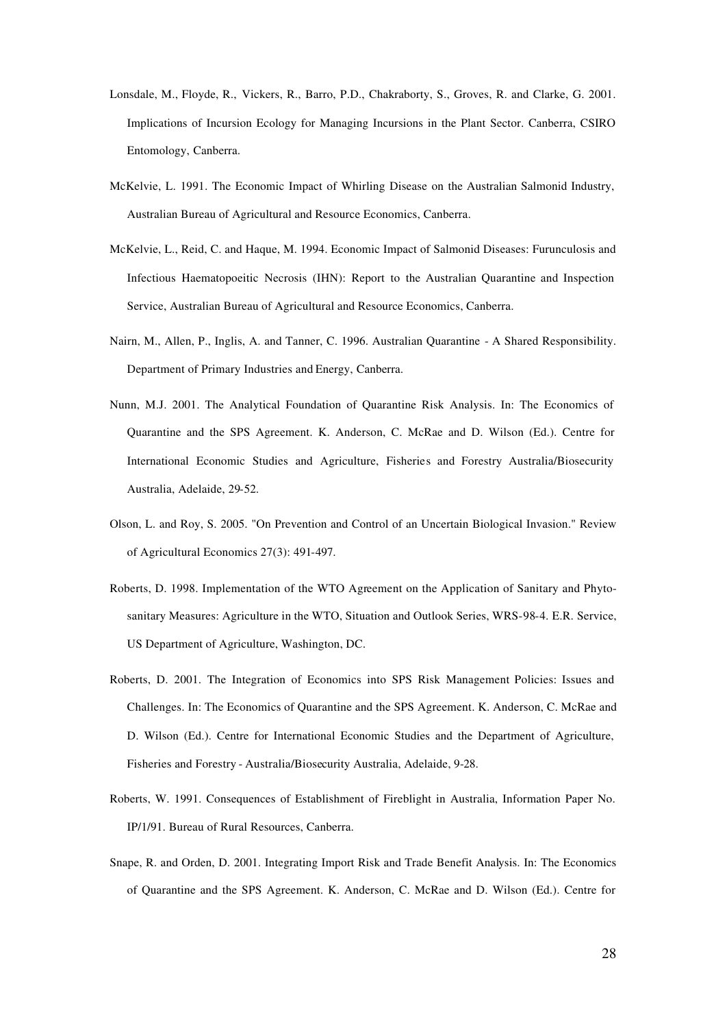Lonsdale, M., Floyde, R., Vickers, R., Barro, P.D., Chakraborty, S., Groves, R. and Clarke, G. 2001. Implications of Incursion Ecology for Managing Incursions in the Plant Sector. Canberra, CSIRO Entomology, Canberra.

McKelvie, L. 1991. The Economic Impact of Whirling Disease on the Australian Salmonid Industry, Australian Bureau of Agricultural and Resource Economics, Canberra.

McKelvie, L., Reid, C. and Haque, M. 1994. Economic Impact of Salmonid Diseases: Furunculosis and Infectious Haematopoeitic Necrosis (IHN): Report to the Australian Quarantine and Inspection Service, Australian Bureau of Agricultural and Resource Economics, Canberra.

Nairn, M., Allen, P., Inglis, A. and Tanner, C. 1996. Australian Quarantine - A Shared Responsibility. Department of Primary Industries and Energy, Canberra.

Nunn, M.J. 2001. The Analytical Foundation of Quarantine Risk Analysis. In: The Economics of Quarantine and the SPS Agreement. K. Anderson, C. McRae and D. Wilson (Ed.). Centre for International Economic Studies and Agriculture, Fisheries and Forestry Australia/Biosecurity Australia, Adelaide, 29-52.

Olson, L. and Roy, S. 2005. "On Prevention and Control of an Uncertain Biological Invasion." Review of Agricultural Economics 27(3): 491-497.

Roberts, D. 1998. Implementation of the WTO Agreement on the Application of Sanitary and Phyto-sanitary Measures: Agriculture in the WTO, Situation and Outlook Series, WRS-98-4. E.R. Service, US Department of Agriculture, Washington, DC.

Roberts, D. 2001. The Integration of Economics into SPS Risk Management Policies: Issues and Challenges. In: The Economics of Quarantine and the SPS Agreement. K. Anderson, C. McRae and D. Wilson (Ed.). Centre for International Economic Studies and the Department of Agriculture, Fisheries and Forestry - Australia/Biosecurity Australia, Adelaide, 9-28.

Roberts, W. 1991. Consequences of Establishment of Fireblight in Australia, Information Paper No. IP/1/91. Bureau of Rural Resources, Canberra.

Snape, R. and Orden, D. 2001. Integrating Import Risk and Trade Benefit Analysis. In: The Economics of Quarantine and the SPS Agreement. K. Anderson, C. McRae and D. Wilson (Ed.). Centre for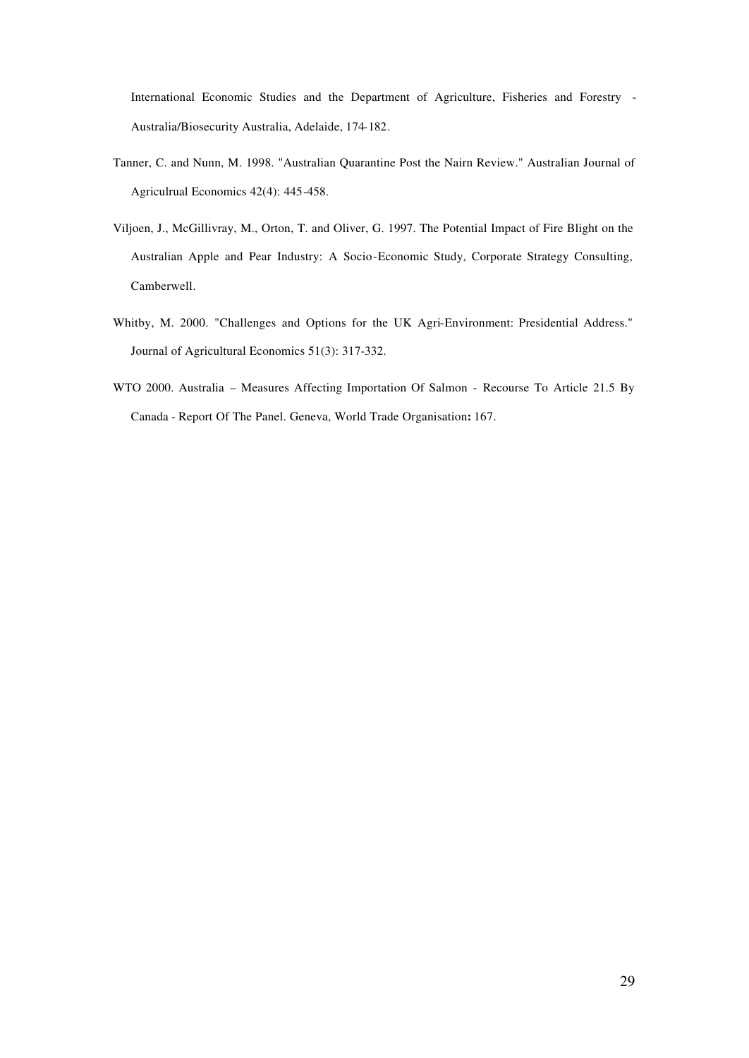International Economic Studies and the Department of Agriculture, Fisheries and Forestry - Australia/Biosecurity Australia, Adelaide, 174-182.

Tanner, C. and Nunn, M. 1998. "Australian Quarantine Post the Nairn Review." Australian Journal of Agriculrual Economics 42(4): 445-458.

Viljoen, J., McGillivray, M., Orton, T. and Oliver, G. 1997. The Potential Impact of Fire Blight on the Australian Apple and Pear Industry: A Socio-Economic Study, Corporate Strategy Consulting, Camberwell.

Whitby, M. 2000. "Challenges and Options for the UK Agri-Environment: Presidential Address." Journal of Agricultural Economics 51(3): 317-332.

WTO 2000. Australia – Measures Affecting Importation Of Salmon - Recourse To Article 21.5 By Canada - Report Of The Panel. Geneva, World Trade Organisation**:** 167.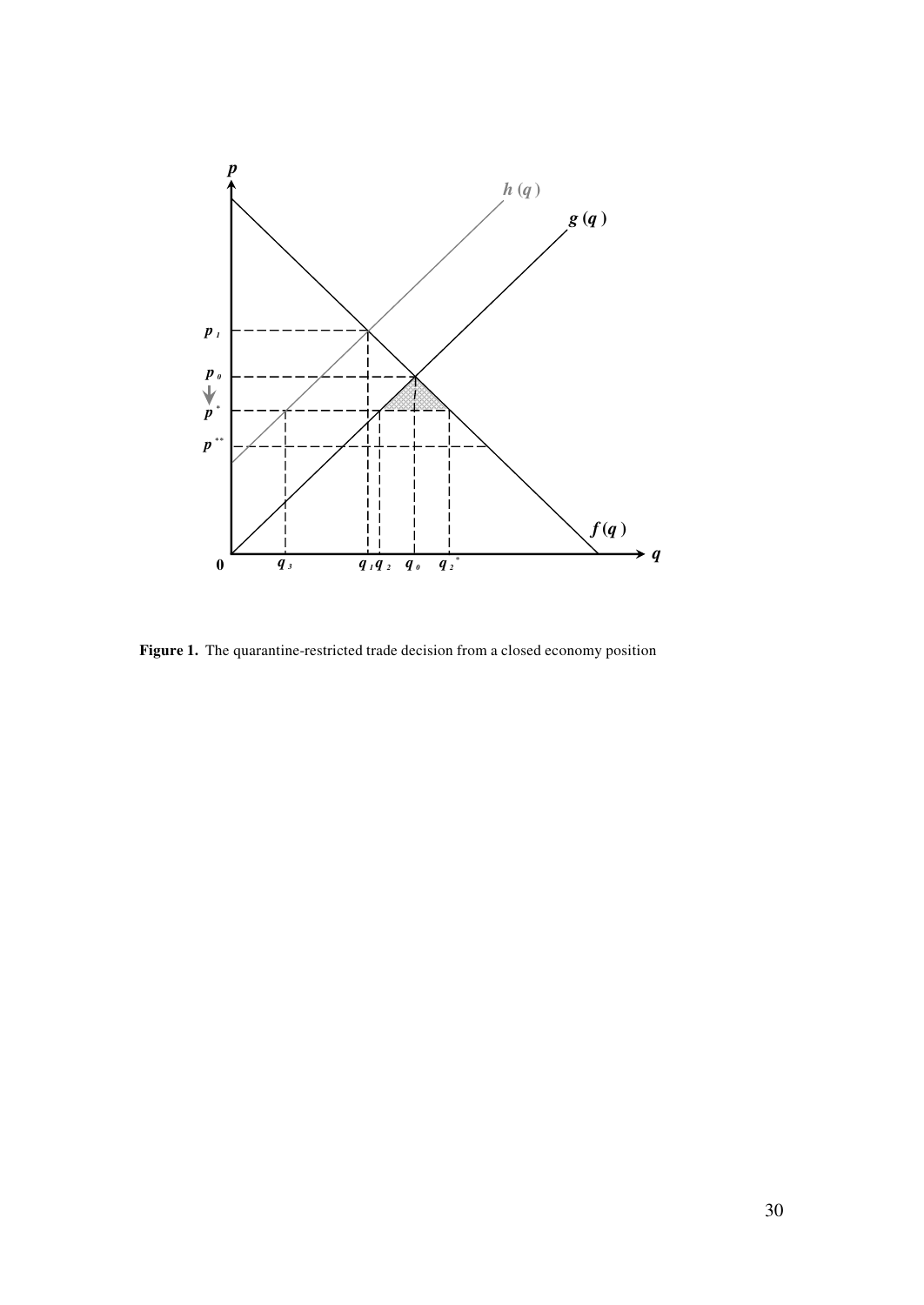$p$

$h(q)$

$g(q)$

$p_1$

$p_0$

$p^*$

$p^{**}$

$f(q)$

$q$

0

$q_3$

$q_1$ $q_2$

$q_0$

$q_2^*$

**Figure 1.** The quarantine-restricted trade decision from a closed economy position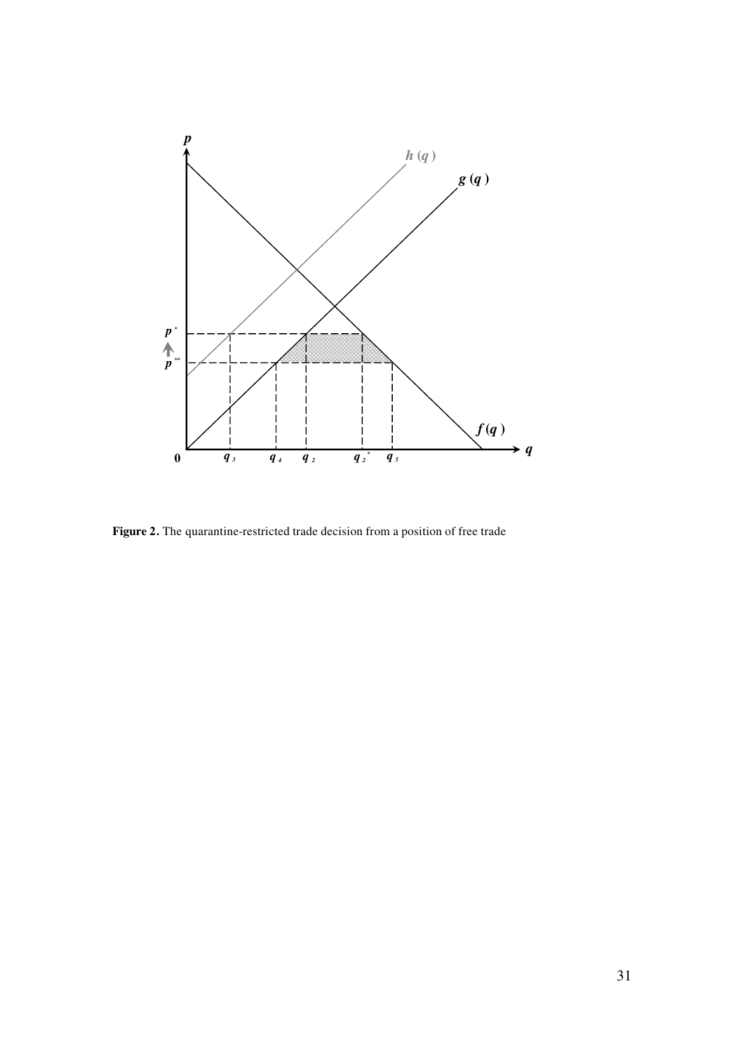**Figure 2.** The quarantine-restricted trade decision from a position of free trade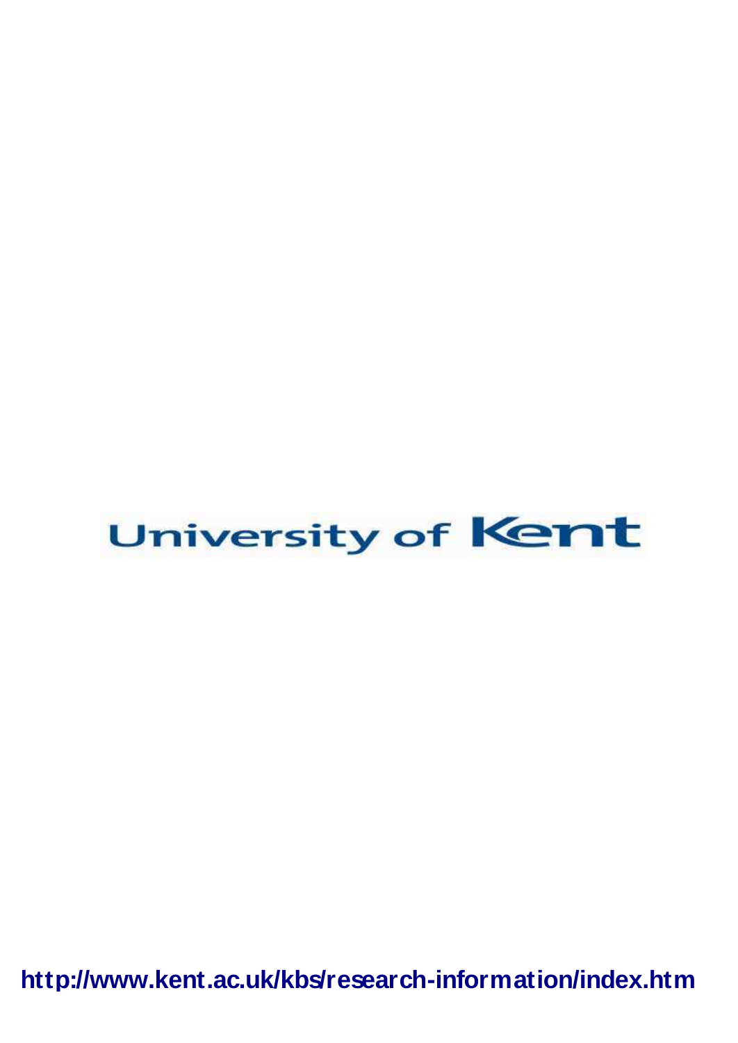University of Kent

**http://www.kent.ac.uk/kbs/research-information/index.htm**